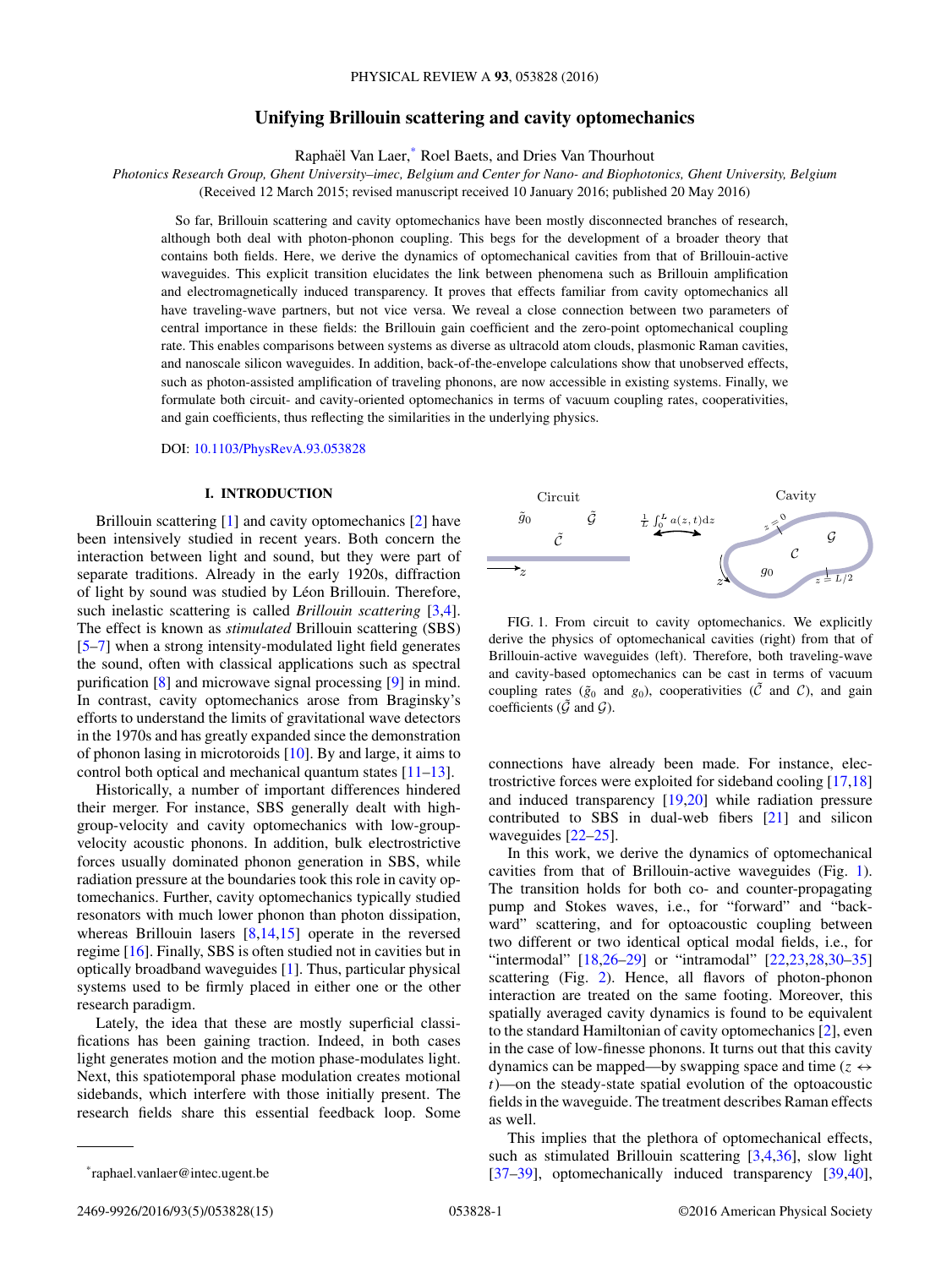# Unifying Brillouin scattering and cavity optomechanics

Raphaël Van Laer,* Roel Baets, and Dries Van Thourhout

*Photonics Research Group, Ghent University–imec, Belgium and Center for Nano- and Biophotonics, Ghent University, Belgium*

(Received 12 March 2015; revised manuscript received 10 January 2016; published 20 May 2016)

So far, Brillouin scattering and cavity optomechanics have been mostly disconnected branches of research, although both deal with photon-phonon coupling. This begs for the development of a broader theory that contains both fields. Here, we derive the dynamics of optomechanical cavities from that of Brillouin-active waveguides. This explicit transition elucidates the link between phenomena such as Brillouin amplification and electromagnetically induced transparency. It proves that effects familiar from cavity optomechanics all have traveling-wave partners, but not vice versa. We reveal a close connection between two parameters of central importance in these fields: the Brillouin gain coefficient and the zero-point optomechanical coupling rate. This enables comparisons between systems as diverse as ultracold atom clouds, plasmonic Raman cavities, and nanoscale silicon waveguides. In addition, back-of-the-envelope calculations show that unobserved effects, such as photon-assisted amplification of traveling phonons, are now accessible in existing systems. Finally, we formulate both circuit- and cavity-oriented optomechanics in terms of vacuum coupling rates, cooperativities, and gain coefficients, thus reflecting the similarities in the underlying physics.

DOI: 10.1103/PhysRevA.93.053828

## I. INTRODUCTION

Brillouin scattering [1] and cavity optomechanics [2] have been intensively studied in recent years. Both concern the interaction between light and sound, but they were part of separate traditions. Already in the early 1920s, diffraction of light by sound was studied by Léon Brillouin. Therefore, such inelastic scattering is called *Brillouin scattering* [3,4]. The effect is known as *stimulated* Brillouin scattering (SBS) [5–7] when a strong intensity-modulated light field generates the sound, often with classical applications such as spectral purification [8] and microwave signal processing [9] in mind. In contrast, cavity optomechanics arose from Braginsky's efforts to understand the limits of gravitational wave detectors in the 1970s and has greatly expanded since the demonstration of phonon lasing in microtoroids [10]. By and large, it aims to control both optical and mechanical quantum states [11–13].

Historically, a number of important differences hindered their merger. For instance, SBS generally dealt with high-group-velocity and cavity optomechanics with low-group-velocity acoustic phonons. In addition, bulk electrostrictive forces usually dominated phonon generation in SBS, while radiation pressure at the boundaries took this role in cavity optomechanics. Further, cavity optomechanics typically studied resonators with much lower phonon than photon dissipation, whereas Brillouin lasers [8,14,15] operate in the reversed regime [16]. Finally, SBS is often studied not in cavities but in optically broadband waveguides [1]. Thus, particular physical systems used to be firmly placed in either one or the other research paradigm.

Lately, the idea that these are mostly superficial classifications has been gaining traction. Indeed, in both cases light generates motion and the motion phase-modulates light. Next, this spatiotemporal phase modulation creates motional sidebands, which interfere with those initially present. The research fields share this essential feedback loop. Some connections have already been made. For instance, electrostrictive forces were exploited for sideband cooling [17,18] and induced transparency [19,20] while radiation pressure contributed to SBS in dual-web fibers [21] and silicon waveguides [22–25].

FIG. 1. From circuit to cavity optomechanics. We explicitly derive the physics of optomechanical cavities (right) from that of Brillouin-active waveguides (left). Therefore, both traveling-wave and cavity-based optomechanics can be cast in terms of vacuum coupling rates ($\tilde{g}_0$ and $g_0$), cooperativities ($\tilde{\mathcal{C}}$ and $\mathcal{C}$), and gain coefficients ($\tilde{\mathcal{G}}$ and $\mathcal{G}$).

In this work, we derive the dynamics of optomechanical cavities from that of Brillouin-active waveguides (Fig. 1). The transition holds for both co- and counter-propagating pump and Stokes waves, i.e., for "forward" and "backward" scattering, and for optoacoustic coupling between two different or two identical optical modal fields, i.e., for "intermodal" [18,26–29] or "intramodal" [22,23,28,30–35] scattering (Fig. 2). Hence, all flavors of photon-phonon interaction are treated on the same footing. Moreover, this spatially averaged cavity dynamics is found to be equivalent to the standard Hamiltonian of cavity optomechanics [2], even in the case of low-finesse phonons. It turns out that this cavity dynamics can be mapped—by swapping space and time ($z \leftrightarrow t$)—on the steady-state spatial evolution of the optoacoustic fields in the waveguide. The treatment describes Raman effects as well.

This implies that the plethora of optomechanical effects, such as stimulated Brillouin scattering [3,4,36], slow light [37–39], optomechanically induced transparency [39,40],

*raphael.vanlaer@intec.ugent.be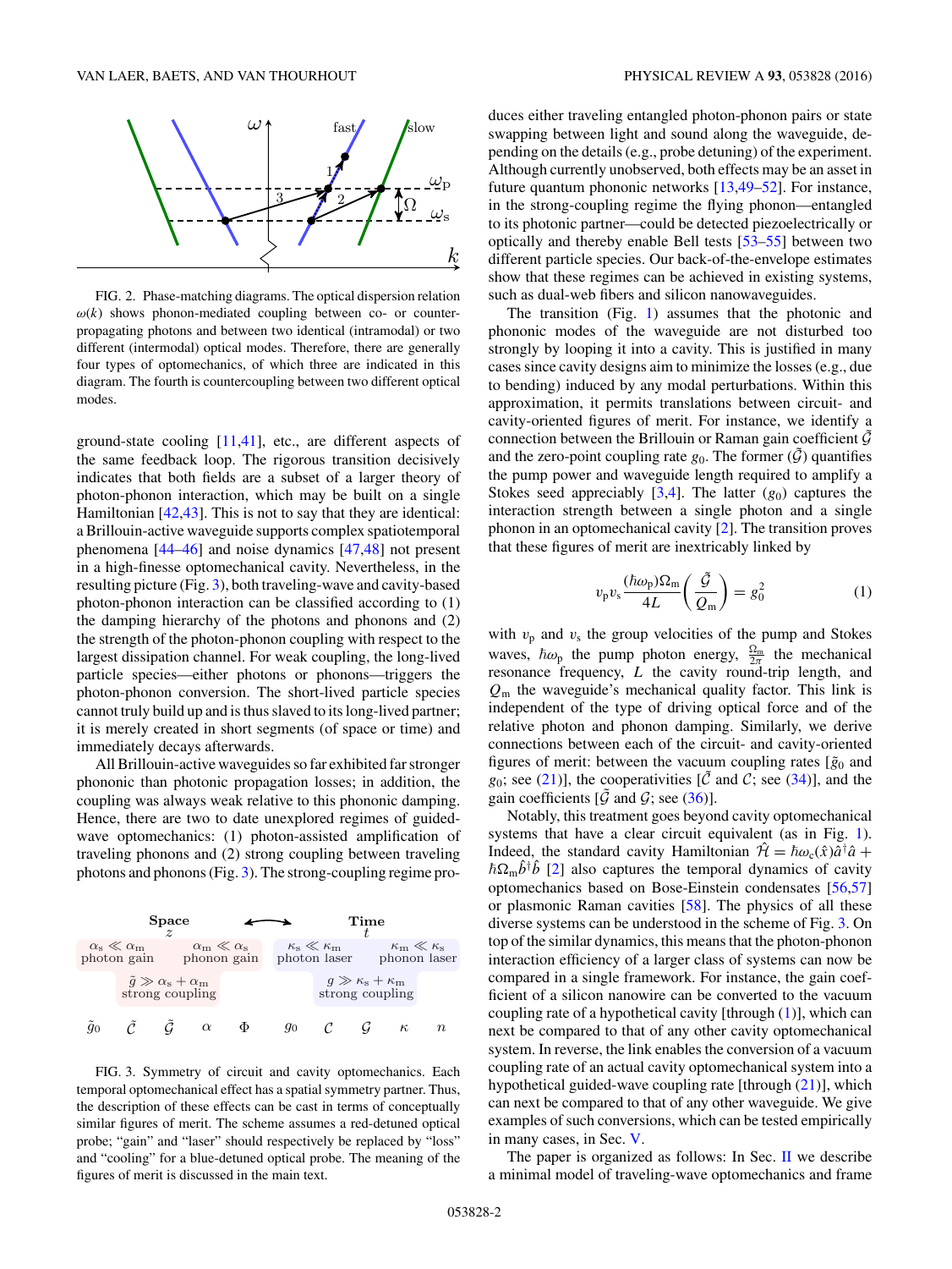FIG. 2. Phase-matching diagrams. The optical dispersion relation $\omega(k)$ shows phonon-mediated coupling between co- or counter-propagating photons and between two identical (intramodal) or two different (intermodal) optical modes. Therefore, there are generally four types of optomechanics, of which three are indicated in this diagram. The fourth is countercoupling between two different optical modes.

ground-state cooling [11,41], etc., are different aspects of the same feedback loop. The rigorous transition decisively indicates that both fields are a subset of a larger theory of photon-phonon interaction, which may be built on a single Hamiltonian [42,43]. This is not to say that they are identical: a Brillouin-active waveguide supports complex spatiotemporal phenomena [44–46] and noise dynamics [47,48] not present in a high-finesse optomechanical cavity. Nevertheless, in the resulting picture (Fig. 3), both traveling-wave and cavity-based photon-phonon interaction can be classified according to (1) the damping hierarchy of the photons and phonons and (2) the strength of the photon-phonon coupling with respect to the largest dissipation channel. For weak coupling, the long-lived particle species—either photons or phonons—triggers the photon-phonon conversion. The short-lived particle species cannot truly build up and is thus slaved to its long-lived partner; it is merely created in short segments (of space or time) and immediately decays afterwards.

All Brillouin-active waveguides so far exhibited far stronger phononic than photonic propagation losses; in addition, the coupling was always weak relative to this phononic damping. Hence, there are two to date unexplored regimes of guided-wave optomechanics: (1) photon-assisted amplification of traveling phonons and (2) strong coupling between traveling photons and phonons (Fig. 3). The strong-coupling regime produces either traveling entangled photon-phonon pairs or state swapping between light and sound along the waveguide, depending on the details (e.g., probe detuning) of the experiment. Although currently unobserved, both effects may be an asset in future quantum phononic networks [13,49–52]. For instance, in the strong-coupling regime the flying phonon—entangled to its photonic partner—could be detected piezoelectrically or optically and thereby enable Bell tests [53–55] between two different particle species. Our back-of-the-envelope estimates show that these regimes can be achieved in existing systems, such as dual-web fibers and silicon nanowaveguides.

| Space $z$ | | Time $t$ | |
|---|---|---|---|
| $\alpha_s \ll \alpha_m$ photon gain | $\alpha_m \ll \alpha_s$ phonon gain | $\kappa_s \ll \kappa_m$ photon laser | $\kappa_m \ll \kappa_s$ phonon laser |
| $\tilde{g} \gg \alpha_s + \alpha_m$ strong coupling | | $g \gg \kappa_s + \kappa_m$ strong coupling | |
| $\tilde{g}_0$ $\tilde{\mathcal{C}}$ $\tilde{\mathcal{G}}$ $\alpha$ $\Phi$ | | $g_0$ $\mathcal{C}$ $\mathcal{G}$ $\kappa$ $n$ | |

FIG. 3. Symmetry of circuit and cavity optomechanics. Each temporal optomechanical effect has a spatial symmetry partner. Thus, the description of these effects can be cast in terms of conceptually similar figures of merit. The scheme assumes a red-detuned optical probe; "gain" and "laser" should respectively be replaced by "loss" and "cooling" for a blue-detuned optical probe. The meaning of the figures of merit is discussed in the main text.

The transition (Fig. 1) assumes that the photonic and phononic modes of the waveguide are not disturbed too strongly by looping it into a cavity. This is justified in many cases since cavity designs aim to minimize the losses (e.g., due to bending) induced by any modal perturbations. Within this approximation, it permits translations between circuit- and cavity-oriented figures of merit. For instance, we identify a connection between the Brillouin or Raman gain coefficient $\tilde{\mathcal{G}}$ and the zero-point coupling rate $g_0$. The former ($\tilde{\mathcal{G}}$) quantifies the pump power and waveguide length required to amplify a Stokes seed appreciably [3,4]. The latter ($g_0$) captures the interaction strength between a single photon and a single phonon in an optomechanical cavity [2]. The transition proves that these figures of merit are inextricably linked by

$$v_p v_s \frac{(\hbar\omega_p)\Omega_m}{4L}\left(\frac{\tilde{\mathcal{G}}}{Q_m}\right) = g_0^2 \tag{1}$$

with $v_p$ and $v_s$ the group velocities of the pump and Stokes waves, $\hbar\omega_p$ the pump photon energy, $\frac{\Omega_m}{2\pi}$ the mechanical resonance frequency, $L$ the cavity round-trip length, and $Q_m$ the waveguide's mechanical quality factor. This link is independent of the type of driving optical force and of the relative photon and phonon damping. Similarly, we derive connections between each of the circuit- and cavity-oriented figures of merit: between the vacuum coupling rates [$\tilde{g}_0$ and $g_0$; see (21)], the cooperativities [$\tilde{\mathcal{C}}$ and $\mathcal{C}$; see (34)], and the gain coefficients [$\tilde{\mathcal{G}}$ and $\mathcal{G}$; see (36)].

Notably, this treatment goes beyond cavity optomechanical systems that have a clear circuit equivalent (as in Fig. 1). Indeed, the standard cavity Hamiltonian $\hat{\mathcal{H}} = \hbar\omega_c(\hat{x})\hat{a}^\dagger\hat{a} + \hbar\Omega_m\hat{b}^\dagger\hat{b}$ [2] also captures the temporal dynamics of cavity optomechanics based on Bose-Einstein condensates [56,57] or plasmonic Raman cavities [58]. The physics of all these diverse systems can be understood in the scheme of Fig. 3. On top of the similar dynamics, this means that the photon-phonon interaction efficiency of a larger class of systems can now be compared in a single framework. For instance, the gain coefficient of a silicon nanowire can be converted to the vacuum coupling rate of a hypothetical cavity [through (1)], which can next be compared to that of any other cavity optomechanical system. In reverse, the link enables the conversion of a vacuum coupling rate of an actual cavity optomechanical system into a hypothetical guided-wave coupling rate [through (21)], which can next be compared to that of any other waveguide. We give examples of such conversions, which can be tested empirically in many cases, in Sec. V.

The paper is organized as follows: In Sec. II we describe a minimal model of traveling-wave optomechanics and frame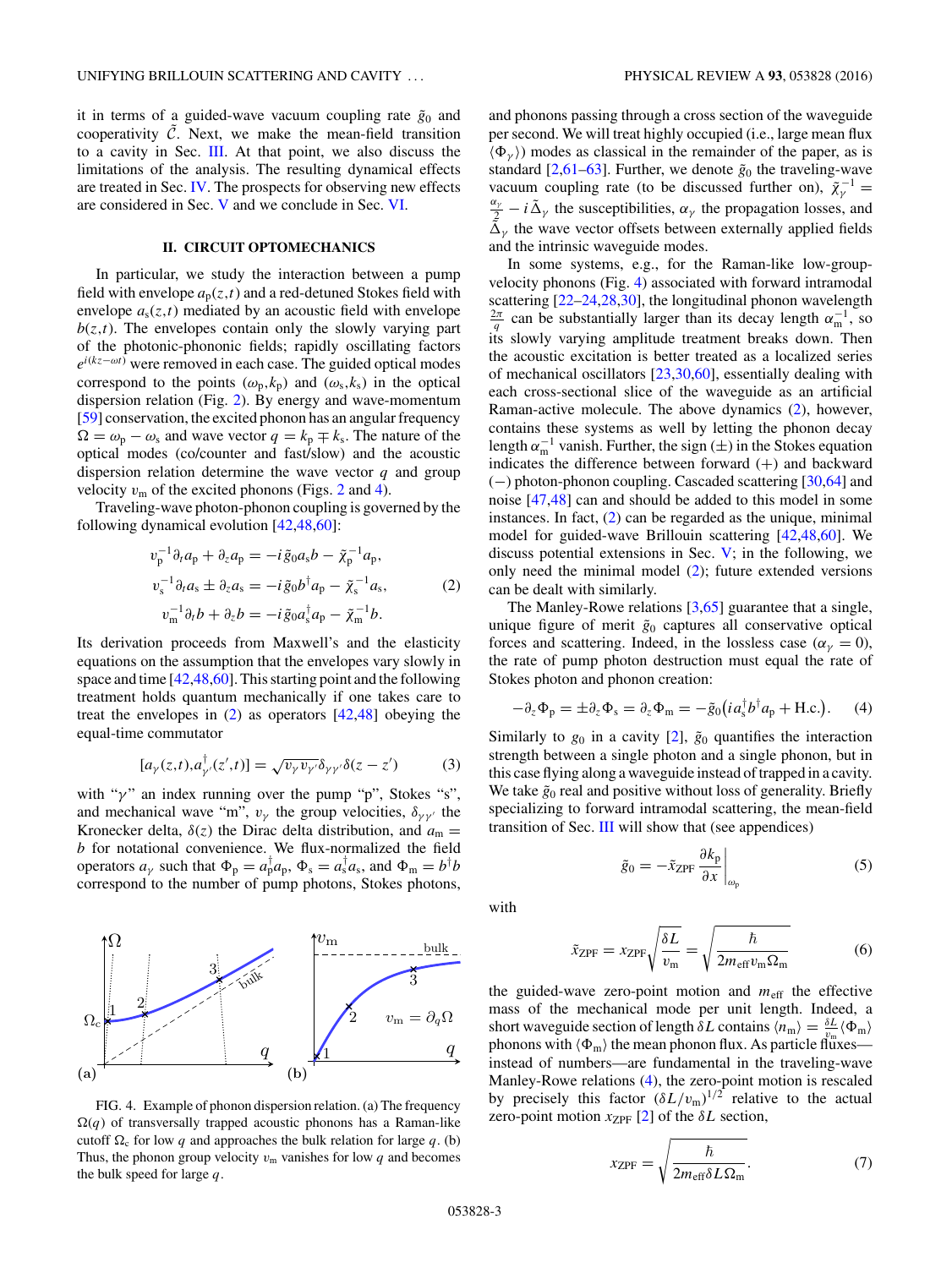it in terms of a guided-wave vacuum coupling rate $\tilde{g}_0$ and cooperativity $\tilde{\mathcal{C}}$. Next, we make the mean-field transition to a cavity in Sec. III. At that point, we also discuss the limitations of the analysis. The resulting dynamical effects are treated in Sec. IV. The prospects for observing new effects are considered in Sec. V and we conclude in Sec. VI.

## II. CIRCUIT OPTOMECHANICS

In particular, we study the interaction between a pump field with envelope $a_p(z,t)$ and a red-detuned Stokes field with envelope $a_s(z,t)$ mediated by an acoustic field with envelope $b(z,t)$. The envelopes contain only the slowly varying part of the photonic-phononic fields; rapidly oscillating factors $e^{i(kz-\omega t)}$ were removed in each case. The guided optical modes correspond to the points $(\omega_p,k_p)$ and $(\omega_s,k_s)$ in the optical dispersion relation (Fig. 2). By energy and wave-momentum [59] conservation, the excited phonon has an angular frequency $\Omega = \omega_p - \omega_s$ and wave vector $q = k_p \mp k_s$. The nature of the optical modes (co/counter and fast/slow) and the acoustic dispersion relation determine the wave vector $q$ and group velocity $v_m$ of the excited phonons (Figs. 2 and 4).

Traveling-wave photon-phonon coupling is governed by the following dynamical evolution [42,48,60]:

$$\begin{aligned}
v_p^{-1}\partial_t a_p + \partial_z a_p &= -i\tilde{g}_0 a_s b - \tilde{\chi}_p^{-1} a_p,\\
v_s^{-1}\partial_t a_s \pm \partial_z a_s &= -i\tilde{g}_0 b^\dagger a_p - \tilde{\chi}_s^{-1} a_s,\\
v_m^{-1}\partial_t b + \partial_z b &= -i\tilde{g}_0 a_s^\dagger a_p - \tilde{\chi}_m^{-1} b.
\end{aligned}\tag{2}$$

Its derivation proceeds from Maxwell's and the elasticity equations on the assumption that the envelopes vary slowly in space and time [42,48,60]. This starting point and the following treatment holds quantum mechanically if one takes care to treat the envelopes in (2) as operators [42,48] obeying the equal-time commutator

$$[a_\gamma(z,t), a_{\gamma'}^\dagger(z',t)] = \sqrt{v_\gamma v_{\gamma'}}\,\delta_{\gamma\gamma'}\delta(z-z') \tag{3}$$

with "$\gamma$" an index running over the pump "p", Stokes "s", and mechanical wave "m", $v_\gamma$ the group velocities, $\delta_{\gamma\gamma'}$ the Kronecker delta, $\delta(z)$ the Dirac delta distribution, and $a_m = b$ for notational convenience. We flux-normalized the field operators $a_\gamma$ such that $\Phi_p = a_p^\dagger a_p$, $\Phi_s = a_s^\dagger a_s$, and $\Phi_m = b^\dagger b$ correspond to the number of pump photons, Stokes photons, and phonons passing through a cross section of the waveguide per second. We will treat highly occupied (i.e., large mean flux $\langle\Phi_\gamma\rangle$) modes as classical in the remainder of the paper, as is standard [2,61–63]. Further, we denote $\tilde{g}_0$ the traveling-wave vacuum coupling rate (to be discussed further on), $\tilde{\chi}_\gamma^{-1} = \frac{\alpha_\gamma}{2} - i\tilde{\Delta}_\gamma$ the susceptibilities, $\alpha_\gamma$ the propagation losses, and $\tilde{\Delta}_\gamma$ the wave vector offsets between externally applied fields and the intrinsic waveguide modes.

In some systems, e.g., for the Raman-like low-group-velocity phonons (Fig. 4) associated with forward intramodal scattering [22–24,28,30], the longitudinal phonon wavelength $\frac{2\pi}{q}$ can be substantially larger than its decay length $\alpha_m^{-1}$, so its slowly varying amplitude treatment breaks down. Then the acoustic excitation is better treated as a localized series of mechanical oscillators [23,30,60], essentially dealing with each cross-sectional slice of the waveguide as an artificial Raman-active molecule. The above dynamics (2), however, contains these systems as well by letting the phonon decay length $\alpha_m^{-1}$ vanish. Further, the sign ($\pm$) in the Stokes equation indicates the difference between forward (+) and backward (−) photon-phonon coupling. Cascaded scattering [30,64] and noise [47,48] can and should be added to this model in some instances. In fact, (2) can be regarded as the unique, minimal model for guided-wave Brillouin scattering [42,48,60]. We discuss potential extensions in Sec. V; in the following, we only need the minimal model (2); future extended versions can be dealt with similarly.

The Manley-Rowe relations [3,65] guarantee that a single, unique figure of merit $\tilde{g}_0$ captures all conservative optical forces and scattering. Indeed, in the lossless case ($\alpha_\gamma = 0$), the rate of pump photon destruction must equal the rate of Stokes photon and phonon creation:

$$-\partial_z\Phi_p = \pm\partial_z\Phi_s = \partial_z\Phi_m = -\tilde{g}_0\big(i a_s^\dagger b^\dagger a_p + \text{H.c.}\big). \tag{4}$$

Similarly to $g_0$ in a cavity [2], $\tilde{g}_0$ quantifies the interaction strength between a single photon and a single phonon, but in this case flying along a waveguide instead of trapped in a cavity. We take $\tilde{g}_0$ real and positive without loss of generality. Briefly specializing to forward intramodal scattering, the mean-field transition of Sec. III will show that (see appendices)

$$\tilde{g}_0 = -\tilde{x}_{\text{ZPF}} \left.\frac{\partial k_p}{\partial x}\right|_{\omega_p} \tag{5}$$

with

$$\tilde{x}_{\text{ZPF}} = x_{\text{ZPF}}\sqrt{\frac{\delta L}{v_m}} = \sqrt{\frac{\hbar}{2 m_{\text{eff}} v_m \Omega_m}} \tag{6}$$

the guided-wave zero-point motion and $m_{\text{eff}}$ the effective mass of the mechanical mode per unit length. Indeed, a short waveguide section of length $\delta L$ contains $\langle n_m\rangle = \frac{\delta L}{v_m}\langle\Phi_m\rangle$ phonons with $\langle\Phi_m\rangle$ the mean phonon flux. As particle fluxes—instead of numbers—are fundamental in the traveling-wave Manley-Rowe relations (4), the zero-point motion is rescaled by precisely this factor $(\delta L/v_m)^{1/2}$ relative to the actual zero-point motion $x_{\text{ZPF}}$ [2] of the $\delta L$ section,

$$x_{\text{ZPF}} = \sqrt{\frac{\hbar}{2 m_{\text{eff}}\delta L\,\Omega_m}}. \tag{7}$$

FIG. 4. Example of phonon dispersion relation. (a) The frequency $\Omega(q)$ of transversally trapped acoustic phonons has a Raman-like cutoff $\Omega_c$ for low $q$ and approaches the bulk relation for large $q$. (b) Thus, the phonon group velocity $v_m$ vanishes for low $q$ and becomes the bulk speed for large $q$.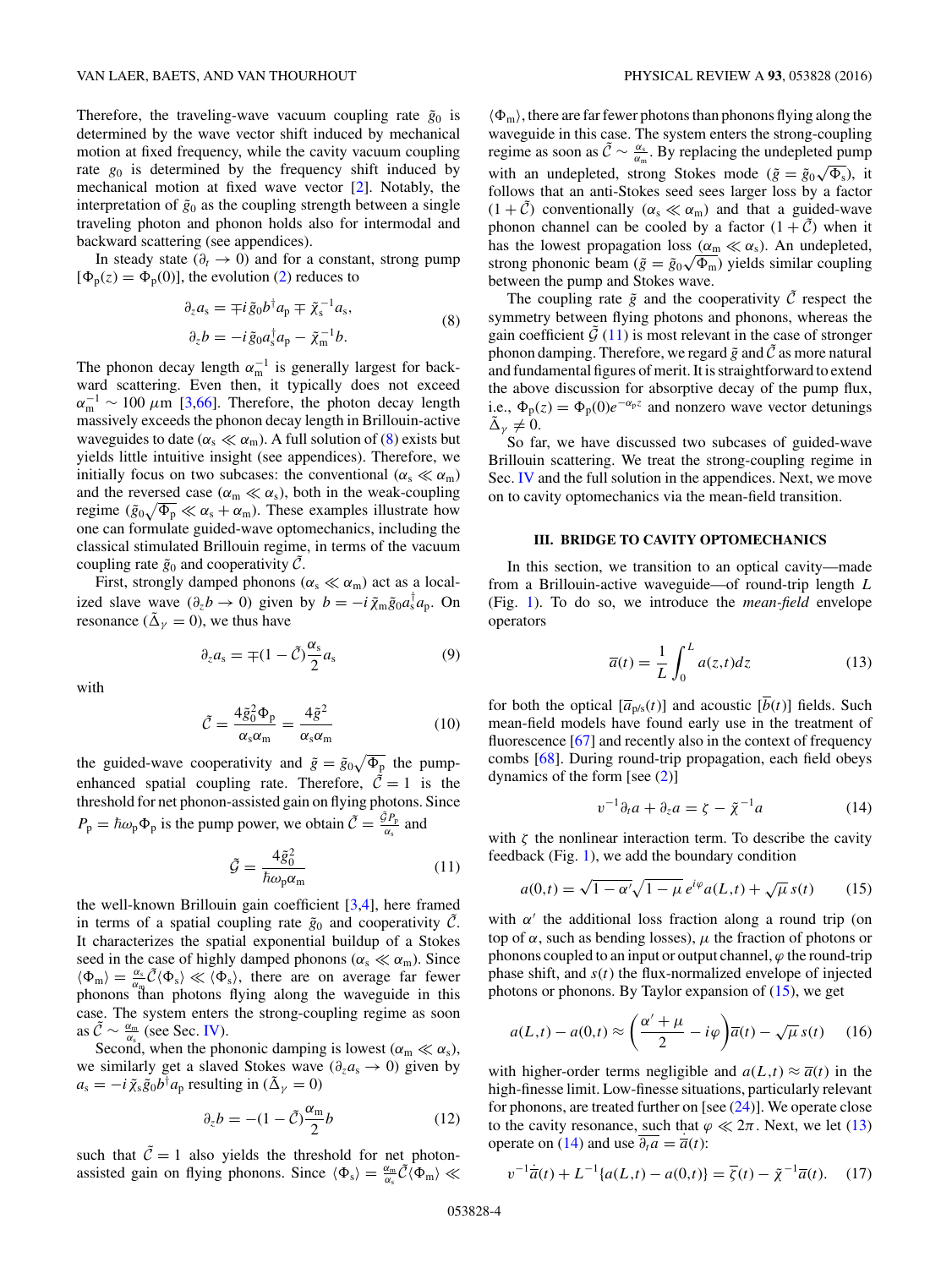Therefore, the traveling-wave vacuum coupling rate $\tilde{g}_0$ is determined by the wave vector shift induced by mechanical motion at fixed frequency, while the cavity vacuum coupling rate $g_0$ is determined by the frequency shift induced by mechanical motion at fixed wave vector [2]. Notably, the interpretation of $\tilde{g}_0$ as the coupling strength between a single traveling photon and phonon holds also for intermodal and backward scattering (see appendices).

In steady state ($\partial_t \to 0$) and for a constant, strong pump [$\Phi_\mathrm{p}(z) = \Phi_\mathrm{p}(0)$], the evolution (2) reduces to

$$
\begin{aligned}
\partial_z a_\mathrm{s} &= \mp i\tilde{g}_0 b^\dagger a_\mathrm{p} \mp \tilde{\chi}_\mathrm{s}^{-1} a_\mathrm{s},\\
\partial_z b &= -i\tilde{g}_0 a_\mathrm{s}^\dagger a_\mathrm{p} - \tilde{\chi}_\mathrm{m}^{-1} b.
\end{aligned} \tag{8}
$$

The phonon decay length $\alpha_\mathrm{m}^{-1}$ is generally largest for backward scattering. Even then, it typically does not exceed $\alpha_\mathrm{m}^{-1} \sim 100\ \mu\mathrm{m}$ [3,66]. Therefore, the photon decay length massively exceeds the phonon decay length in Brillouin-active waveguides to date ($\alpha_\mathrm{s} \ll \alpha_\mathrm{m}$). A full solution of (8) exists but yields little intuitive insight (see appendices). Therefore, we initially focus on two subcases: the conventional ($\alpha_\mathrm{s} \ll \alpha_\mathrm{m}$) and the reversed case ($\alpha_\mathrm{m} \ll \alpha_\mathrm{s}$), both in the weak-coupling regime ($\tilde{g}_0\sqrt{\Phi_\mathrm{p}} \ll \alpha_\mathrm{s} + \alpha_\mathrm{m}$). These examples illustrate how one can formulate guided-wave optomechanics, including the classical stimulated Brillouin regime, in terms of the vacuum coupling rate $\tilde{g}_0$ and cooperativity $\tilde{\mathcal{C}}$.

First, strongly damped phonons ($\alpha_\mathrm{s} \ll \alpha_\mathrm{m}$) act as a localized slave wave ($\partial_z b \to 0$) given by $b = -i\tilde{\chi}_\mathrm{m}\tilde{g}_0 a_\mathrm{s}^\dagger a_\mathrm{p}$. On resonance ($\tilde{\Delta}_\gamma = 0$), we thus have

$$
\partial_z a_\mathrm{s} = \mp(1 - \tilde{\mathcal{C}})\frac{\alpha_\mathrm{s}}{2} a_\mathrm{s} \tag{9}
$$

with

$$
\tilde{\mathcal{C}} = \frac{4\tilde{g}_0^2 \Phi_\mathrm{p}}{\alpha_\mathrm{s}\alpha_\mathrm{m}} = \frac{4\tilde{g}^2}{\alpha_\mathrm{s}\alpha_\mathrm{m}} \tag{10}
$$

the guided-wave cooperativity and $\tilde{g} = \tilde{g}_0\sqrt{\Phi_\mathrm{p}}$ the pump-enhanced spatial coupling rate. Therefore, $\tilde{\mathcal{C}} = 1$ is the threshold for net phonon-assisted gain on flying photons. Since $P_\mathrm{p} = \hbar\omega_\mathrm{p}\Phi_\mathrm{p}$ is the pump power, we obtain $\tilde{\mathcal{C}} = \frac{\tilde{\mathcal{G}} P_\mathrm{p}}{\alpha_\mathrm{s}}$ and

$$
\tilde{\mathcal{G}} = \frac{4\tilde{g}_0^2}{\hbar\omega_\mathrm{p}\alpha_\mathrm{m}} \tag{11}
$$

the well-known Brillouin gain coefficient [3,4], here framed in terms of a spatial coupling rate $\tilde{g}_0$ and cooperativity $\tilde{\mathcal{C}}$. It characterizes the spatial exponential buildup of a Stokes seed in the case of highly damped phonons ($\alpha_\mathrm{s} \ll \alpha_\mathrm{m}$). Since $\langle \Phi_\mathrm{m} \rangle = \frac{\alpha_\mathrm{s}}{\alpha_\mathrm{m}}\tilde{\mathcal{C}}\langle \Phi_\mathrm{s} \rangle \ll \langle \Phi_\mathrm{s} \rangle$, there are on average far fewer phonons than photons flying along the waveguide in this case. The system enters the strong-coupling regime as soon as $\tilde{\mathcal{C}} \sim \frac{\alpha_\mathrm{m}}{\alpha_\mathrm{s}}$ (see Sec. IV).

Second, when the phononic damping is lowest ($\alpha_\mathrm{m} \ll \alpha_\mathrm{s}$), we similarly get a slaved Stokes wave ($\partial_z a_\mathrm{s} \to 0$) given by $a_\mathrm{s} = -i\tilde{\chi}_\mathrm{s}\tilde{g}_0 b^\dagger a_\mathrm{p}$ resulting in ($\tilde{\Delta}_\gamma = 0$)

$$
\partial_z b = -(1 - \tilde{\mathcal{C}})\frac{\alpha_\mathrm{m}}{2} b \tag{12}
$$

such that $\tilde{\mathcal{C}} = 1$ also yields the threshold for net photon-assisted gain on flying phonons. Since $\langle \Phi_\mathrm{s} \rangle = \frac{\alpha_\mathrm{m}}{\alpha_\mathrm{s}}\tilde{\mathcal{C}}\langle \Phi_\mathrm{m} \rangle \ll \langle \Phi_\mathrm{m} \rangle$, there are far fewer photons than phonons flying along the waveguide in this case. The system enters the strong-coupling regime as soon as $\tilde{\mathcal{C}} \sim \frac{\alpha_\mathrm{s}}{\alpha_\mathrm{m}}$. By replacing the undepleted pump with an undepleted, strong Stokes mode ($\tilde{g} = \tilde{g}_0\sqrt{\Phi_\mathrm{s}}$), it follows that an anti-Stokes seed sees larger loss by a factor $(1 + \tilde{\mathcal{C}})$ conventionally ($\alpha_\mathrm{s} \ll \alpha_\mathrm{m}$) and that a guided-wave phonon channel can be cooled by a factor $(1 + \tilde{\mathcal{C}})$ when it has the lowest propagation loss ($\alpha_\mathrm{m} \ll \alpha_\mathrm{s}$). An undepleted, strong phononic beam ($\tilde{g} = \tilde{g}_0\sqrt{\Phi_\mathrm{m}}$) yields similar coupling between the pump and Stokes wave.

The coupling rate $\tilde{g}$ and the cooperativity $\tilde{\mathcal{C}}$ respect the symmetry between flying photons and phonons, whereas the gain coefficient $\tilde{\mathcal{G}}$ (11) is most relevant in the case of stronger phonon damping. Therefore, we regard $\tilde{g}$ and $\tilde{\mathcal{C}}$ as more natural and fundamental figures of merit. It is straightforward to extend the above discussion for absorptive decay of the pump flux, i.e., $\Phi_\mathrm{p}(z) = \Phi_\mathrm{p}(0)e^{-\alpha_\mathrm{p} z}$ and nonzero wave vector detunings $\tilde{\Delta}_\gamma \neq 0$.

So far, we have discussed two subcases of guided-wave Brillouin scattering. We treat the strong-coupling regime in Sec. IV and the full solution in the appendices. Next, we move on to cavity optomechanics via the mean-field transition.

## III. BRIDGE TO CAVITY OPTOMECHANICS

In this section, we transition to an optical cavity—made from a Brillouin-active waveguide—of round-trip length $L$ (Fig. 1). To do so, we introduce the *mean-field* envelope operators

$$
\overline{a}(t) = \frac{1}{L}\int_0^L a(z,t)dz \tag{13}
$$

for both the optical [$\overline{a}_{\mathrm{p/s}}(t)$] and acoustic [$\overline{b}(t)$] fields. Such mean-field models have found early use in the treatment of fluorescence [67] and recently also in the context of frequency combs [68]. During round-trip propagation, each field obeys dynamics of the form [see (2)]

$$
v^{-1}\partial_t a + \partial_z a = \zeta - \tilde{\chi}^{-1} a \tag{14}
$$

with $\zeta$ the nonlinear interaction term. To describe the cavity feedback (Fig. 1), we add the boundary condition

$$
a(0,t) = \sqrt{1-\alpha'}\sqrt{1-\mu}\, e^{i\varphi} a(L,t) + \sqrt{\mu}\, s(t) \tag{15}
$$

with $\alpha'$ the additional loss fraction along a round trip (on top of $\alpha$, such as bending losses), $\mu$ the fraction of photons or phonons coupled to an input or output channel, $\varphi$ the round-trip phase shift, and $s(t)$ the flux-normalized envelope of injected photons or phonons. By Taylor expansion of (15), we get

$$
a(L,t) - a(0,t) \approx \left(\frac{\alpha' + \mu}{2} - i\varphi\right)\overline{a}(t) - \sqrt{\mu}\, s(t) \tag{16}
$$

with higher-order terms negligible and $a(L,t) \approx \overline{a}(t)$ in the high-finesse limit. Low-finesse situations, particularly relevant for phonons, are treated further on [see (24)]. We operate close to the cavity resonance, such that $\varphi \ll 2\pi$. Next, we let (13) operate on (14) and use $\overline{\partial_t a} = \dot{\overline{a}}(t)$:

$$
v^{-1}\dot{\overline{a}}(t) + L^{-1}\{a(L,t) - a(0,t)\} = \overline{\zeta}(t) - \tilde{\chi}^{-1}\overline{a}(t). \tag{17}
$$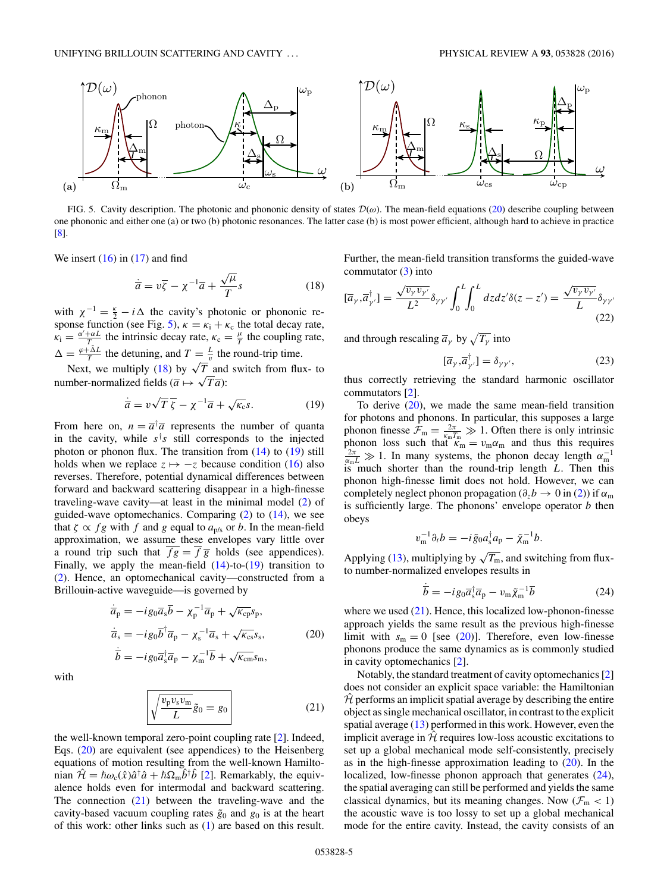FIG. 5. Cavity description. The photonic and phononic density of states $\mathcal{D}(\omega)$. The mean-field equations (20) describe coupling between one phononic and either one (a) or two (b) photonic resonances. The latter case (b) is most power efficient, although hard to achieve in practice [8].

We insert (16) in (17) and find

$$\dot{\overline{a}} = v\overline{\zeta} - \chi^{-1}\overline{a} + \frac{\sqrt{\mu}}{T}s \tag{18}$$

with $\chi^{-1} = \frac{\kappa}{2} - i\Delta$ the cavity's photonic or phononic response function (see Fig. 5), $\kappa = \kappa_i + \kappa_c$ the total decay rate, $\kappa_i = \frac{\alpha' + \alpha L}{T}$ the intrinsic decay rate, $\kappa_c = \frac{\mu}{T}$ the coupling rate, $\Delta = \frac{\varphi + \tilde{\delta} L}{T}$ the detuning, and $T = \frac{L}{v}$ the round-trip time.

Next, we multiply (18) by $\sqrt{T}$ and switch from flux- to number-normalized fields ($\overline{a} \mapsto \sqrt{T}\overline{a}$):

$$\dot{\overline{a}} = v\sqrt{T}\,\overline{\zeta} - \chi^{-1}\overline{a} + \sqrt{\kappa_c}s. \tag{19}$$

From here on, $n = \overline{a}^\dagger\overline{a}$ represents the number of quanta in the cavity, while $s^\dagger s$ still corresponds to the injected photon or phonon flux. The transition from (14) to (19) still holds when we replace $z \mapsto -z$ because condition (16) also reverses. Therefore, potential dynamical differences between forward and backward scattering disappear in a high-finesse traveling-wave cavity—at least in the minimal model (2) of guided-wave optomechanics. Comparing (2) to (14), we see that $\zeta \propto fg$ with $f$ and $g$ equal to $a_{p/s}$ or $b$. In the mean-field approximation, we assume these envelopes vary little over a round trip such that $\overline{fg} = \overline{f}\,\overline{g}$ holds (see appendices). Finally, we apply the mean-field (14)-to-(19) transition to (2). Hence, an optomechanical cavity—constructed from a Brillouin-active waveguide—is governed by

$$\begin{aligned}
\dot{\overline{a}}_p &= -ig_0\overline{a}_s\overline{b} - \chi_p^{-1}\overline{a}_p + \sqrt{\kappa_{cp}}s_p,\\
\dot{\overline{a}}_s &= -ig_0\overline{b}^\dagger\overline{a}_p - \chi_s^{-1}\overline{a}_s + \sqrt{\kappa_{cs}}s_s,\\
\dot{\overline{b}} &= -ig_0\overline{a}_s^\dagger\overline{a}_p - \chi_m^{-1}\overline{b} + \sqrt{\kappa_{cm}}s_m,
\end{aligned} \tag{20}$$

with

$$\boxed{\sqrt{\frac{v_p v_s v_m}{L}}\tilde{g}_0 = g_0} \tag{21}$$

the well-known temporal zero-point coupling rate [2]. Indeed, Eqs. (20) are equivalent (see appendices) to the Heisenberg equations of motion resulting from the well-known Hamiltonian $\hat{\mathcal{H}} = \hbar\omega_c(\hat{x})\hat{a}^\dagger\hat{a} + \hbar\Omega_m\hat{b}^\dagger\hat{b}$ [2]. Remarkably, the equivalence holds even for intermodal and backward scattering. The connection (21) between the traveling-wave and the cavity-based vacuum coupling rates $\tilde{g}_0$ and $g_0$ is at the heart of this work: other links such as (1) are based on this result.

Further, the mean-field transition transforms the guided-wave commutator (3) into

$$[\overline{a}_\gamma, \overline{a}_{\gamma'}^\dagger] = \frac{\sqrt{v_\gamma v_{\gamma'}}}{L^2}\delta_{\gamma\gamma'}\int_0^L\int_0^L dz dz'\delta(z - z') = \frac{\sqrt{v_\gamma v_{\gamma'}}}{L}\delta_{\gamma\gamma'} \tag{22}$$

and through rescaling $\overline{a}_\gamma$ by $\sqrt{T_\gamma}$ into

$$[\overline{a}_\gamma, \overline{a}_{\gamma'}^\dagger] = \delta_{\gamma\gamma'}, \tag{23}$$

thus correctly retrieving the standard harmonic oscillator commutators [2].

To derive (20), we made the same mean-field transition for photons and phonons. In particular, this supposes a large phonon finesse $\mathcal{F}_m = \frac{2\pi}{\kappa_m T_m} \gg 1$. Often there is only intrinsic phonon loss such that $\kappa_m = v_m\alpha_m$ and thus this requires $\frac{2\pi}{\alpha_m L} \gg 1$. In many systems, the phonon decay length $\alpha_m^{-1}$ is much shorter than the round-trip length $L$. Then this phonon high-finesse limit does not hold. However, we can completely neglect phonon propagation ($\partial_z b \to 0$ in (2)) if $\alpha_m$ is sufficiently large. The phonons' envelope operator $b$ then obeys

$$v_m^{-1}\partial_t b = -i\tilde{g}_0 a_s^\dagger a_p - \tilde{\chi}_m^{-1}b.$$

Applying (13), multiplying by $\sqrt{T_m}$, and switching from flux- to number-normalized envelopes results in

$$\dot{\overline{b}} = -ig_0\overline{a}_s^\dagger\overline{a}_p - v_m\tilde{\chi}_m^{-1}\overline{b} \tag{24}$$

where we used (21). Hence, this localized low-phonon-finesse approach yields the same result as the previous high-finesse limit with $s_m = 0$ [see (20)]. Therefore, even low-finesse phonons produce the same dynamics as is commonly studied in cavity optomechanics [2].

Notably, the standard treatment of cavity optomechanics [2] does not consider an explicit space variable: the Hamiltonian $\hat{\mathcal{H}}$ performs an implicit spatial average by describing the entire object as single mechanical oscillator, in contrast to the explicit spatial average (13) performed in this work. However, even the implicit average in $\hat{\mathcal{H}}$ requires low-loss acoustic excitations to set up a global mechanical mode self-consistently, precisely as in the high-finesse approximation leading to (20). In the localized, low-finesse phonon approach that generates (24), the spatial averaging can still be performed and yields the same classical dynamics, but its meaning changes. Now ($\mathcal{F}_m < 1$) the acoustic wave is too lossy to set up a global mechanical mode for the entire cavity. Instead, the cavity consists of an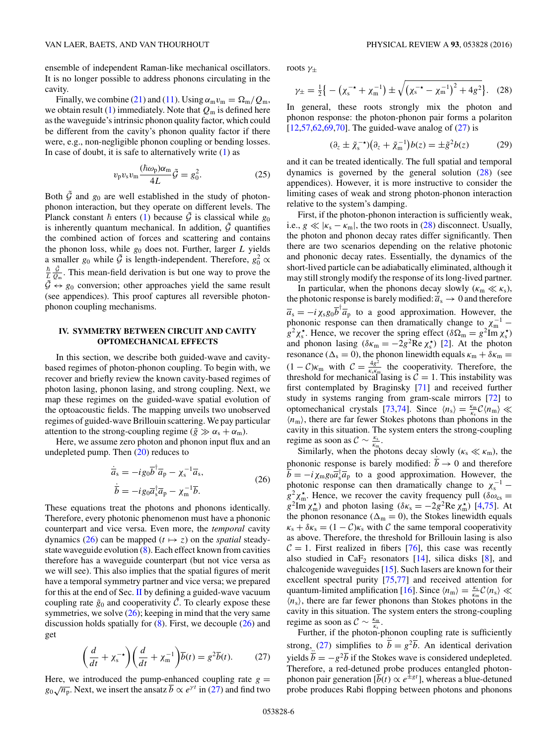ensemble of independent Raman-like mechanical oscillators. It is no longer possible to address phonons circulating in the cavity.

Finally, we combine (21) and (11). Using $\alpha_m v_m = \Omega_m/Q_m$, we obtain result (1) immediately. Note that $Q_m$ is defined here as the waveguide's intrinsic phonon quality factor, which could be different from the cavity's phonon quality factor if there were, e.g., non-negligible phonon coupling or bending losses. In case of doubt, it is safe to alternatively write (1) as

$$v_p v_s v_m \frac{(\hbar\omega_p)\alpha_m}{4L}\tilde{\mathcal{G}} = g_0^2. \tag{25}$$

Both $\tilde{\mathcal{G}}$ and $g_0$ are well established in the study of photon-phonon interaction, but they operate on different levels. The Planck constant $\hbar$ enters (1) because $\tilde{\mathcal{G}}$ is classical while $g_0$ is inherently quantum mechanical. In addition, $\tilde{\mathcal{G}}$ quantifies the combined action of forces and scattering and contains the phonon loss, while $g_0$ does not. Further, larger $L$ yields a smaller $g_0$ while $\tilde{\mathcal{G}}$ is length-independent. Therefore, $g_0^2 \propto \frac{\hbar}{L}\frac{\tilde{\mathcal{G}}}{Q_m}$. This mean-field derivation is but one way to prove the $\tilde{\mathcal{G}} \leftrightarrow g_0$ conversion; other approaches yield the same result (see appendices). This proof captures all reversible photon-phonon coupling mechanisms.

## IV. SYMMETRY BETWEEN CIRCUIT AND CAVITY OPTOMECHANICAL EFFECTS

In this section, we describe both guided-wave and cavity-based regimes of photon-phonon coupling. To begin with, we recover and briefly review the known cavity-based regimes of photon lasing, phonon lasing, and strong coupling. Next, we map these regimes on the guided-wave spatial evolution of the optoacoustic fields. The mapping unveils two unobserved regimes of guided-wave Brillouin scattering. We pay particular attention to the strong-coupling regime ($\tilde{g} \gg \alpha_s + \alpha_m$).

Here, we assume zero photon and phonon input flux and an undepleted pump. Then (20) reduces to

$$\begin{aligned}\dot{\overline{a}}_s &= -ig_0\overline{b}^\dagger\overline{a}_p - \chi_s^{-1}\overline{a}_s,\\ \dot{\overline{b}} &= -ig_0\overline{a}_s^\dagger\overline{a}_p - \chi_m^{-1}\overline{b}.\end{aligned} \tag{26}$$

These equations treat the photons and phonons identically. Therefore, every photonic phenomenon must have a phononic counterpart and vice versa. Even more, the *temporal* cavity dynamics (26) can be mapped ($t \mapsto z$) on the *spatial* steady-state waveguide evolution (8). Each effect known from cavities therefore has a waveguide counterpart (but not vice versa as we will see). This also implies that the spatial figures of merit have a temporal symmetry partner and vice versa; we prepared for this at the end of Sec. II by defining a guided-wave vacuum coupling rate $\tilde{g}_0$ and cooperativity $\tilde{\mathcal{C}}$. To clearly expose these symmetries, we solve (26); keeping in mind that the very same discussion holds spatially for (8). First, we decouple (26) and get

$$\left(\frac{d}{dt} + \chi_s^{-\star}\right)\left(\frac{d}{dt} + \chi_m^{-1}\right)\overline{b}(t) = g^2\overline{b}(t). \tag{27}$$

Here, we introduced the pump-enhanced coupling rate $g = g_0\sqrt{n_p}$. Next, we insert the ansatz $\overline{b} \propto e^{\gamma t}$ in (27) and find two roots $\gamma_\pm$

$$\gamma_\pm = \tfrac{1}{2}\left\{-\left(\chi_s^{-\star} + \chi_m^{-1}\right) \pm \sqrt{\left(\chi_s^{-\star} - \chi_m^{-1}\right)^2 + 4g^2}\right\}. \tag{28}$$

In general, these roots strongly mix the photon and phonon response: the photon-phonon pair forms a polariton [12,57,62,69,70]. The guided-wave analog of (27) is

$$\left(\partial_z \pm \tilde{\chi}_s^{-\star}\right)\left(\partial_z + \tilde{\chi}_m^{-1}\right)b(z) = \pm\tilde{g}^2 b(z) \tag{29}$$

and it can be treated identically. The full spatial and temporal dynamics is governed by the general solution (28) (see appendices). However, it is more instructive to consider the limiting cases of weak and strong photon-phonon interaction relative to the system's damping.

First, if the photon-phonon interaction is sufficiently weak, i.e., $g \ll |\kappa_s - \kappa_m|$, the two roots in (28) disconnect. Usually, the photon and phonon decay rates differ significantly. Then there are two scenarios depending on the relative photonic and phononic decay rates. Essentially, the dynamics of the short-lived particle can be adiabatically eliminated, although it may still strongly modify the response of its long-lived partner.

In particular, when the phonons decay slowly ($\kappa_m \ll \kappa_s$), the photonic response is barely modified: $\dot{\overline{a}}_s \to 0$ and therefore $\overline{a}_s = -i\chi_s g_0\overline{b}^\dagger\overline{a}_p$ to a good approximation. However, the phononic response can then dramatically change to $\chi_m^{-1} - g^2\chi_s^\star$. Hence, we recover the spring effect ($\delta\Omega_m = g^2\text{Im}\,\chi_s^\star$) and phonon lasing ($\delta\kappa_m = -2g^2\text{Re}\,\chi_s^\star$) [2]. At the photon resonance ($\Delta_s = 0$), the phonon linewidth equals $\kappa_m + \delta\kappa_m = (1 - \mathcal{C})\kappa_m$ with $\mathcal{C} = \frac{4g^2}{\kappa_s\kappa_m}$ the cooperativity. Therefore, the threshold for mechanical lasing is $\mathcal{C} = 1$. This instability was first contemplated by Braginsky [71] and received further study in systems ranging from gram-scale mirrors [72] to optomechanical crystals [73,74]. Since $\langle n_s\rangle = \frac{\kappa_m}{\kappa_s}\mathcal{C}\langle n_m\rangle \ll \langle n_m\rangle$, there are far fewer Stokes photons than phonons in the cavity in this situation. The system enters the strong-coupling regime as soon as $\mathcal{C} \sim \frac{\kappa_s}{\kappa_m}$.

Similarly, when the photons decay slowly ($\kappa_s \ll \kappa_m$), the phononic response is barely modified: $\dot{\overline{b}} \to 0$ and therefore $\overline{b} = -i\chi_m g_0\overline{a}_s^\dagger\overline{a}_p$ to a good approximation. However, the photonic response can then dramatically change to $\chi_s^{-1} - g^2\chi_m^\star$. Hence, we recover the cavity frequency pull ($\delta\omega_{cs} = g^2\text{Im}\,\chi_m^\star$) and photon lasing ($\delta\kappa_s = -2g^2\text{Re}\,\chi_m^\star$) [4,75]. At the phonon resonance ($\Delta_m = 0$), the Stokes linewidth equals $\kappa_s + \delta\kappa_s = (1 - \mathcal{C})\kappa_s$ with $\mathcal{C}$ the same temporal cooperativity as above. Therefore, the threshold for Brillouin lasing is also $\mathcal{C} = 1$. First realized in fibers [76], this case was recently also studied in $CaF_2$ resonators [14], silica disks [8], and chalcogenide waveguides [15]. Such lasers are known for their excellent spectral purity [75,77] and received attention for quantum-limited amplification [16]. Since $\langle n_m\rangle = \frac{\kappa_s}{\kappa_m}\mathcal{C}\langle n_s\rangle \ll \langle n_s\rangle$, there are far fewer phonons than Stokes photons in the cavity in this situation. The system enters the strong-coupling regime as soon as $\mathcal{C} \sim \frac{\kappa_m}{\kappa_s}$.

Further, if the photon-phonon coupling rate is sufficiently strong, (27) simplifies to $\ddot{\overline{b}} = g^2\overline{b}$. An identical derivation yields $\ddot{\overline{b}} = -g^2\overline{b}$ if the Stokes wave is considered undepleted. Therefore, a red-detuned probe produces entangled photon-phonon pair generation [$\overline{b}(t) \propto e^{\pm gt}$], whereas a blue-detuned probe produces Rabi flopping between photons and phonons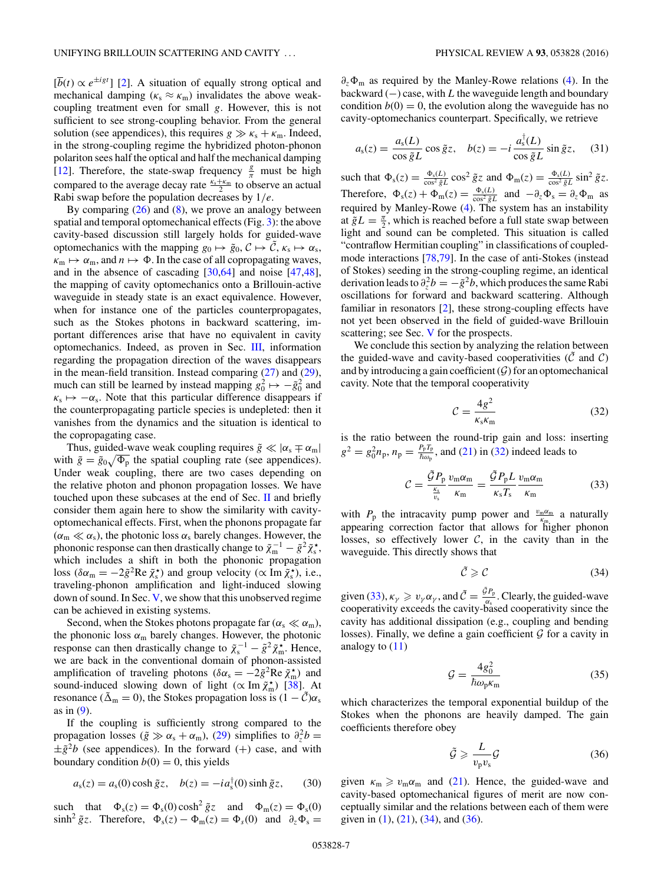$[\overline{b}(t) \propto e^{\pm i g t}]$ [2]. A situation of equally strong optical and mechanical damping ($\kappa_s \approx \kappa_m$) invalidates the above weak-coupling treatment even for small $g$. However, this is not sufficient to see strong-coupling behavior. From the general solution (see appendices), this requires $g \gg \kappa_s + \kappa_m$. Indeed, in the strong-coupling regime the hybridized photon-phonon polariton sees half the optical and half the mechanical damping [12]. Therefore, the state-swap frequency $\frac{g}{\pi}$ must be high compared to the average decay rate $\frac{\kappa_s+\kappa_m}{2}$ to observe an actual Rabi swap before the population decreases by $1/e$.

By comparing (26) and (8), we prove an analogy between spatial and temporal optomechanical effects (Fig. 3): the above cavity-based discussion still largely holds for guided-wave optomechanics with the mapping $g_0 \mapsto \tilde{g}_0$, $\mathcal{C} \mapsto \tilde{\mathcal{C}}$, $\kappa_s \mapsto \alpha_s$, $\kappa_m \mapsto \alpha_m$, and $n \mapsto \Phi$. In the case of all copropagating waves, and in the absence of cascading [30,64] and noise [47,48], the mapping of cavity optomechanics onto a Brillouin-active waveguide in steady state is an exact equivalence. However, when for instance one of the particles counterpropagates, such as the Stokes photons in backward scattering, important differences arise that have no equivalent in cavity optomechanics. Indeed, as proven in Sec. III, information regarding the propagation direction of the waves disappears in the mean-field transition. Instead comparing (27) and (29), much can still be learned by instead mapping $g_0^2 \mapsto -\tilde{g}_0^2$ and $\kappa_s \mapsto -\alpha_s$. Note that this particular difference disappears if the counterpropagating particle species is undepleted: then it vanishes from the dynamics and the situation is identical to the copropagating case.

Thus, guided-wave weak coupling requires $\tilde{g} \ll |\alpha_s \mp \alpha_m|$ with $\tilde{g} = \tilde{g}_0\sqrt{\Phi_p}$ the spatial coupling rate (see appendices). Under weak coupling, there are two cases depending on the relative photon and phonon propagation losses. We have touched upon these subcases at the end of Sec. II and briefly consider them again here to show the similarity with cavity-optomechanical effects. First, when the phonons propagate far ($\alpha_m \ll \alpha_s$), the photonic loss $\alpha_s$ barely changes. However, the phononic response can then drastically change to $\tilde{\chi}_m^{-1} - \tilde{g}^2\tilde{\chi}_s^\star$, which includes a shift in both the phononic propagation loss ($\delta\alpha_m = -2\tilde{g}^2 \mathrm{Re}\,\tilde{\chi}_s^\star$) and group velocity ($\propto \mathrm{Im}\,\tilde{\chi}_s^\star$), i.e., traveling-phonon amplification and light-induced slowing down of sound. In Sec. V, we show that this unobserved regime can be achieved in existing systems.

Second, when the Stokes photons propagate far ($\alpha_s \ll \alpha_m$), the phononic loss $\alpha_m$ barely changes. However, the photonic response can then drastically change to $\tilde{\chi}_s^{-1} - \tilde{g}^2\tilde{\chi}_m^\star$. Hence, we are back in the conventional domain of phonon-assisted amplification of traveling photons ($\delta\alpha_s = -2\tilde{g}^2 \mathrm{Re}\,\tilde{\chi}_m^\star$) and sound-induced slowing down of light ($\propto \mathrm{Im}\,\tilde{\chi}_m^\star$) [38]. At resonance ($\tilde{\Delta}_m = 0$), the Stokes propagation loss is $(1 - \tilde{\mathcal{C}})\alpha_s$ as in (9).

If the coupling is sufficiently strong compared to the propagation losses ($\tilde{g} \gg \alpha_s + \alpha_m$), (29) simplifies to $\partial_z^2 b = \pm\tilde{g}^2 b$ (see appendices). In the forward (+) case, and with boundary condition $b(0) = 0$, this yields

$$a_s(z) = a_s(0)\cosh\tilde{g}z, \quad b(z) = -ia_s^\dagger(0)\sinh\tilde{g}z, \tag{30}$$

such that $\Phi_s(z) = \Phi_s(0)\cosh^2\tilde{g}z$ and $\Phi_m(z) = \Phi_s(0)\sinh^2\tilde{g}z$. Therefore, $\Phi_s(z) - \Phi_m(z) = \Phi_s(0)$ and $\partial_z\Phi_s = \partial_z\Phi_m$ as required by the Manley-Rowe relations (4). In the backward ($-$) case, with $L$ the waveguide length and boundary condition $b(0) = 0$, the evolution along the waveguide has no cavity-optomechanics counterpart. Specifically, we retrieve

$$a_s(z) = \frac{a_s(L)}{\cos\tilde{g}L}\cos\tilde{g}z, \quad b(z) = -i\frac{a_s^\dagger(L)}{\cos\tilde{g}L}\sin\tilde{g}z, \tag{31}$$

such that $\Phi_s(z) = \frac{\Phi_s(L)}{\cos^2\tilde{g}L}\cos^2\tilde{g}z$ and $\Phi_m(z) = \frac{\Phi_s(L)}{\cos^2\tilde{g}L}\sin^2\tilde{g}z$. Therefore, $\Phi_s(z) + \Phi_m(z) = \frac{\Phi_s(L)}{\cos^2\tilde{g}L}$ and $-\partial_z\Phi_s = \partial_z\Phi_m$ as required by Manley-Rowe (4). The system has an instability at $\tilde{g}L = \frac{\pi}{2}$, which is reached before a full state swap between light and sound can be completed. This situation is called "contraflow Hermitian coupling" in classifications of coupled-mode interactions [78,79]. In the case of anti-Stokes (instead of Stokes) seeding in the strong-coupling regime, an identical derivation leads to $\partial_z^2 b = -\tilde{g}^2 b$, which produces the same Rabi oscillations for forward and backward scattering. Although familiar in resonators [2], these strong-coupling effects have not yet been observed in the field of guided-wave Brillouin scattering; see Sec. V for the prospects.

We conclude this section by analyzing the relation between the guided-wave and cavity-based cooperativities ($\tilde{\mathcal{C}}$ and $\mathcal{C}$) and by introducing a gain coefficient ($\mathcal{G}$) for an optomechanical cavity. Note that the temporal cooperativity

$$\mathcal{C} = \frac{4g^2}{\kappa_s\kappa_m} \tag{32}$$

is the ratio between the round-trip gain and loss: inserting $g^2 = g_0^2 n_p$, $n_p = \frac{P_p T_p}{\hbar\omega_p}$, and (21) in (32) indeed leads to

$$\mathcal{C} = \frac{\tilde{\mathcal{G}}P_p}{\frac{\kappa_s}{v_s}}\frac{v_m\alpha_m}{\kappa_m} = \frac{\tilde{\mathcal{G}}P_p L}{\kappa_s T_s}\frac{v_m\alpha_m}{\kappa_m} \tag{33}$$

with $P_p$ the intracavity pump power and $\frac{v_m\alpha_m}{\kappa_m}$ a naturally appearing correction factor that allows for higher phonon losses, so effectively lower $\mathcal{C}$, in the cavity than in the waveguide. This directly shows that

$$\tilde{\mathcal{C}} \geqslant \mathcal{C} \tag{34}$$

given (33), $\kappa_\gamma \geqslant v_\gamma\alpha_\gamma$, and $\tilde{\mathcal{C}} = \frac{\tilde{\mathcal{G}}P_p}{\alpha_s}$. Clearly, the guided-wave cooperativity exceeds the cavity-based cooperativity since the cavity has additional dissipation (e.g., coupling and bending losses). Finally, we define a gain coefficient $\mathcal{G}$ for a cavity in analogy to (11)

$$\mathcal{G} = \frac{4g_0^2}{\hbar\omega_p\kappa_m} \tag{35}$$

which characterizes the temporal exponential buildup of the Stokes when the phonons are heavily damped. The gain coefficients therefore obey

$$\tilde{\mathcal{G}} \geqslant \frac{L}{v_p v_s}\mathcal{G} \tag{36}$$

given $\kappa_m \geqslant v_m\alpha_m$ and (21). Hence, the guided-wave and cavity-based optomechanical figures of merit are now conceptually similar and the relations between each of them were given in (1), (21), (34), and (36).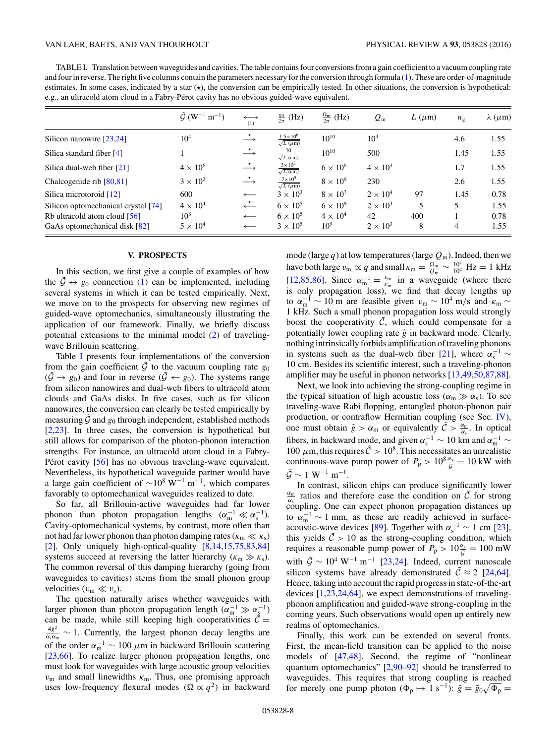TABLE I. Translation between waveguides and cavities. The table contains four conversions from a gain coefficient to a vacuum coupling rate and four in reverse. The right five columns contain the parameters necessary for the conversion through formula (1). These are order-of-magnitude estimates. In some cases, indicated by a star (⋆), the conversion can be empirically tested. In other situations, the conversion is hypothetical: e.g., an ultracold atom cloud in a Fabry-Pérot cavity has no obvious guided-wave equivalent.

| | $\tilde{\mathcal{G}}$ ($\mathrm{W^{-1}\,m^{-1}}$) | $\underset{(1)}{\longleftrightarrow}$ | $\frac{g_0}{2\pi}$ (Hz) | $\frac{\Omega_\mathrm{m}}{2\pi}$ (Hz) | $Q_\mathrm{m}$ | $L$ ($\mu$m) | $n_\mathrm{g}$ | $\lambda$ ($\mu$m) |
|---|---|---|---|---|---|---|---|---|
| Silicon nanowire [23,24] | $10^4$ | $\overset{\star}{\longrightarrow}$ | $\frac{1.5\times10^6}{\sqrt{L\,(\mu\mathrm{m})}}$ | $10^{10}$ | $10^3$ | | 4.6 | 1.55 |
| Silica standard fiber [4] | 1 | $\overset{\star}{\longrightarrow}$ | $\frac{70}{\sqrt{L\,(\mathrm{cm})}}$ | $10^{10}$ | 500 | | 1.45 | 1.55 |
| Silica dual-web fiber [21] | $4\times10^6$ | $\overset{\star}{\longrightarrow}$ | $\frac{3\times10^3}{\sqrt{L\,(\mathrm{cm})}}$ | $6\times10^6$ | $4\times10^4$ | | 1.7 | 1.55 |
| Chalcogenide rib [80,81] | $3\times10^2$ | $\overset{\star}{\longrightarrow}$ | $\frac{7\times10^5}{\sqrt{L\,(\mu\mathrm{m})}}$ | $8\times10^9$ | 230 | | 2.6 | 1.55 |
| Silica microtoroid [12] | 600 | $\longleftarrow$ | $3\times10^3$ | $8\times10^7$ | $2\times10^4$ | 97 | 1.45 | 0.78 |
| Silicon optomechanical crystal [74] | $4\times10^4$ | $\overset{\star}{\longleftarrow}$ | $6\times10^5$ | $6\times10^9$ | $2\times10^3$ | 5 | 5 | 1.55 |
| Rb ultracold atom cloud [56] | $10^8$ | $\longleftarrow$ | $6\times10^5$ | $4\times10^4$ | 42 | 400 | 1 | 0.78 |
| GaAs optomechanical disk [82] | $5\times10^4$ | $\longleftarrow$ | $3\times10^5$ | $10^9$ | $2\times10^3$ | 8 | 4 | 1.55 |

## V. PROSPECTS

In this section, we first give a couple of examples of how the $\tilde{\mathcal{G}} \leftrightarrow g_0$ connection (1) can be implemented, including several systems in which it can be tested empirically. Next, we move on to the prospects for observing new regimes of guided-wave optomechanics, simultaneously illustrating the application of our framework. Finally, we briefly discuss potential extensions to the minimal model (2) of traveling-wave Brillouin scattering.

Table I presents four implementations of the conversion from the gain coefficient $\tilde{\mathcal{G}}$ to the vacuum coupling rate $g_0$ ($\tilde{\mathcal{G}} \to g_0$) and four in reverse ($\tilde{\mathcal{G}} \leftarrow g_0$). The systems range from silicon nanowires and dual-web fibers to ultracold atom clouds and GaAs disks. In five cases, such as for silicon nanowires, the conversion can clearly be tested empirically by measuring $\tilde{\mathcal{G}}$ and $g_0$ through independent, established methods [2,23]. In three cases, the conversion is hypothetical but still allows for comparison of the photon-phonon interaction strengths. For instance, an ultracold atom cloud in a Fabry-Pérot cavity [56] has no obvious traveling-wave equivalent. Nevertheless, its hypothetical waveguide partner would have a large gain coefficient of $\sim 10^8\ \mathrm{W^{-1}\,m^{-1}}$, which compares favorably to optomechanical waveguides realized to date.

So far, all Brillouin-active waveguides had far lower phonon than photon propagation lengths ($\alpha_\mathrm{m}^{-1} \ll \alpha_\mathrm{s}^{-1}$). Cavity-optomechanical systems, by contrast, more often than not had far lower phonon than photon damping rates ($\kappa_\mathrm{m} \ll \kappa_\mathrm{s}$) [2]. Only uniquely high-optical-quality [8,14,15,75,83,84] systems succeed at reversing the latter hierarchy ($\kappa_\mathrm{m} \gg \kappa_\mathrm{s}$). The common reversal of this damping hierarchy (going from waveguides to cavities) stems from the small phonon group velocities ($v_\mathrm{m} \ll v_\mathrm{s}$).

The question naturally arises whether waveguides with larger phonon than photon propagation length ($\alpha_\mathrm{m}^{-1} \gg \alpha_\mathrm{s}^{-1}$) can be made, while still keeping high cooperativities $\tilde{\mathcal{C}} = \frac{4\tilde{g}^2}{\alpha_\mathrm{s}\alpha_\mathrm{m}} \sim 1$. Currently, the largest phonon decay lengths are of the order $\alpha_\mathrm{m}^{-1} \sim 100\ \mu\mathrm{m}$ in backward Brillouin scattering [23,66]. To realize larger phonon propagation lengths, one must look for waveguides with large acoustic group velocities $v_\mathrm{m}$ and small linewidths $\kappa_\mathrm{m}$. Thus, one promising approach uses low-frequency flexural modes ($\Omega \propto q^2$) in backward mode (large $q$) at low temperatures (large $Q_\mathrm{m}$). Indeed, then we have both large $v_\mathrm{m} \propto q$ and small $\kappa_\mathrm{m} = \frac{\Omega_\mathrm{m}}{Q_\mathrm{m}} \sim \frac{10^7}{10^4}$ Hz $= 1$ kHz [12,85,86]. Since $\alpha_\mathrm{m}^{-1} = \frac{v_\mathrm{m}}{\kappa_\mathrm{m}}$ in a waveguide (where there is only propagation loss), we find that decay lengths up to $\alpha_\mathrm{m}^{-1} \sim 10$ m are feasible given $v_\mathrm{m} \sim 10^4$ m/s and $\kappa_\mathrm{m} \sim 1$ kHz. Such a small phonon propagation loss would strongly boost the cooperativity $\tilde{\mathcal{C}}$, which could compensate for a potentially lower coupling rate $\tilde{g}$ in backward mode. Clearly, nothing intrinsically forbids amplification of traveling phonons in systems such as the dual-web fiber [21], where $\alpha_\mathrm{s}^{-1} \sim 10$ cm. Besides its scientific interest, such a traveling-phonon amplifier may be useful in phonon networks [13,49,50,87,88].

Next, we look into achieving the strong-coupling regime in the typical situation of high acoustic loss ($\alpha_\mathrm{m} \gg \alpha_\mathrm{s}$). To see traveling-wave Rabi flopping, entangled photon-phonon pair production, or contraflow Hermitian coupling (see Sec. IV), one must obtain $\tilde{g} > \alpha_\mathrm{m}$ or equivalently $\tilde{\mathcal{C}} > \frac{\alpha_\mathrm{m}}{\alpha_\mathrm{s}}$. In optical fibers, in backward mode, and given $\alpha_\mathrm{s}^{-1} \sim 10$ km and $\alpha_\mathrm{m}^{-1} \sim 100\ \mu\mathrm{m}$, this requires $\tilde{\mathcal{C}} > 10^8$. This necessitates an unrealistic continuous-wave pump power of $P_\mathrm{p} > 10^8 \frac{\alpha_\mathrm{s}}{\tilde{\mathcal{G}}} = 10$ kW with $\tilde{\mathcal{G}} \sim 1\ \mathrm{W^{-1}\,m^{-1}}$.

In contrast, silicon chips can produce significantly lower $\frac{\alpha_\mathrm{m}}{\alpha_\mathrm{s}}$ ratios and therefore ease the condition on $\tilde{\mathcal{C}}$ for strong coupling. One can expect phonon propagation distances up to $\alpha_\mathrm{m}^{-1} \sim 1$ mm, as these are readily achieved in surface-acoustic-wave devices [89]. Together with $\alpha_\mathrm{s}^{-1} \sim 1$ cm [23], this yields $\tilde{\mathcal{C}} > 10$ as the strong-coupling condition, which requires a reasonable pump power of $P_\mathrm{p} > 10 \frac{\alpha_\mathrm{s}}{\tilde{\mathcal{G}}} = 100$ mW with $\tilde{\mathcal{G}} \sim 10^4\ \mathrm{W^{-1}\,m^{-1}}$ [23,24]. Indeed, current nanoscale silicon systems have already demonstrated $\tilde{\mathcal{C}} \approx 2$ [24,64]. Hence, taking into account the rapid progress in state-of-the-art devices [1,23,24,64], we expect demonstrations of traveling-phonon amplification and guided-wave strong-coupling in the coming years. Such observations would open up entirely new realms of optomechanics.

Finally, this work can be extended on several fronts. First, the mean-field transition can be applied to the noise models of [47,48]. Second, the regime of "nonlinear quantum optomechanics" [2,90–92] should be transferred to waveguides. This requires that strong coupling is reached for merely one pump photon ($\Phi_\mathrm{p} \mapsto 1\ \mathrm{s}^{-1}$): $\tilde{g} = \tilde{g}_0\sqrt{\Phi_\mathrm{p}} =$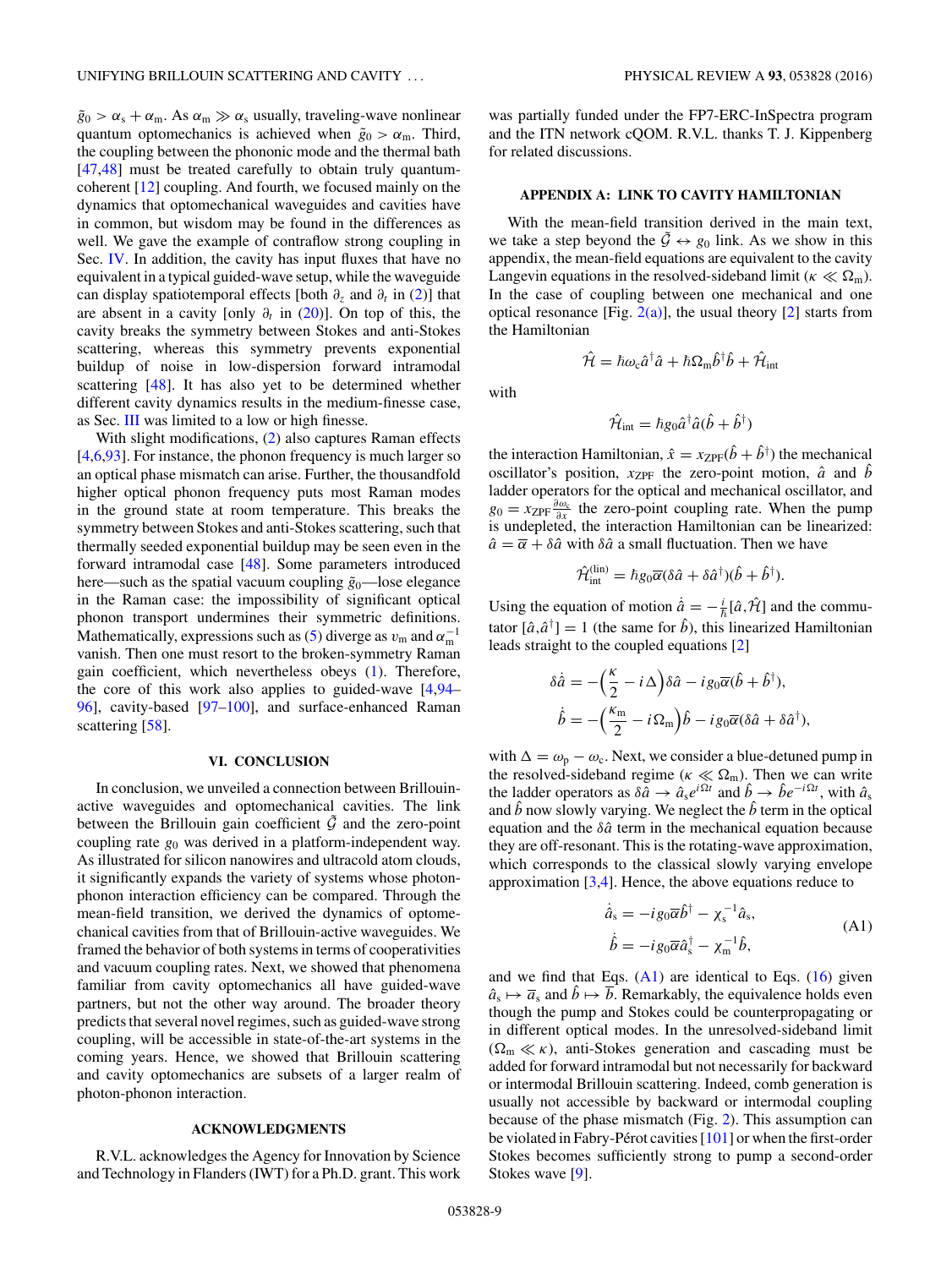$\tilde{g}_0 > \alpha_s + \alpha_m$. As $\alpha_m \gg \alpha_s$ usually, traveling-wave nonlinear quantum optomechanics is achieved when $\tilde{g}_0 > \alpha_m$. Third, the coupling between the phononic mode and the thermal bath [47,48] must be treated carefully to obtain truly quantum-coherent [12] coupling. And fourth, we focused mainly on the dynamics that optomechanical waveguides and cavities have in common, but wisdom may be found in the differences as well. We gave the example of contraflow strong coupling in Sec. IV. In addition, the cavity has input fluxes that have no equivalent in a typical guided-wave setup, while the waveguide can display spatiotemporal effects [both $\partial_z$ and $\partial_t$ in (2)] that are absent in a cavity [only $\partial_t$ in (20)]. On top of this, the cavity breaks the symmetry between Stokes and anti-Stokes scattering, whereas this symmetry prevents exponential buildup of noise in low-dispersion forward intramodal scattering [48]. It has also yet to be determined whether different cavity dynamics results in the medium-finesse case, as Sec. III was limited to a low or high finesse.

With slight modifications, (2) also captures Raman effects [4,6,93]. For instance, the phonon frequency is much larger so an optical phase mismatch can arise. Further, the thousandfold higher optical phonon frequency puts most Raman modes in the ground state at room temperature. This breaks the symmetry between Stokes and anti-Stokes scattering, such that thermally seeded exponential buildup may be seen even in the forward intramodal case [48]. Some parameters introduced here—such as the spatial vacuum coupling $\tilde{g}_0$—lose elegance in the Raman case: the impossibility of significant optical phonon transport undermines their symmetric definitions. Mathematically, expressions such as (5) diverge as $v_m$ and $\alpha_m^{-1}$ vanish. Then one must resort to the broken-symmetry Raman gain coefficient, which nevertheless obeys (1). Therefore, the core of this work also applies to guided-wave [4,94–96], cavity-based [97–100], and surface-enhanced Raman scattering [58].

## VI. CONCLUSION

In conclusion, we unveiled a connection between Brillouin-active waveguides and optomechanical cavities. The link between the Brillouin gain coefficient $\tilde{\mathcal{G}}$ and the zero-point coupling rate $g_0$ was derived in a platform-independent way. As illustrated for silicon nanowires and ultracold atom clouds, it significantly expands the variety of systems whose photon-phonon interaction efficiency can be compared. Through the mean-field transition, we derived the dynamics of optomechanical cavities from that of Brillouin-active waveguides. We framed the behavior of both systems in terms of cooperativities and vacuum coupling rates. Next, we showed that phenomena familiar from cavity optomechanics all have guided-wave partners, but not the other way around. The broader theory predicts that several novel regimes, such as guided-wave strong coupling, will be accessible in state-of-the-art systems in the coming years. Hence, we showed that Brillouin scattering and cavity optomechanics are subsets of a larger realm of photon-phonon interaction.

## ACKNOWLEDGMENTS

R.V.L. acknowledges the Agency for Innovation by Science and Technology in Flanders (IWT) for a Ph.D. grant. This work was partially funded under the FP7-ERC-InSpectra program and the ITN network cQOM. R.V.L. thanks T. J. Kippenberg for related discussions.

## APPENDIX A: LINK TO CAVITY HAMILTONIAN

With the mean-field transition derived in the main text, we take a step beyond the $\tilde{\mathcal{G}} \leftrightarrow g_0$ link. As we show in this appendix, the mean-field equations are equivalent to the cavity Langevin equations in the resolved-sideband limit ($\kappa \ll \Omega_m$). In the case of coupling between one mechanical and one optical resonance [Fig. 2(a)], the usual theory [2] starts from the Hamiltonian

$$\hat{\mathcal{H}} = \hbar\omega_c \hat{a}^\dagger \hat{a} + \hbar\Omega_m \hat{b}^\dagger \hat{b} + \hat{\mathcal{H}}_{\text{int}}$$

with

$$\hat{\mathcal{H}}_{\text{int}} = \hbar g_0 \hat{a}^\dagger \hat{a}(\hat{b} + \hat{b}^\dagger)$$

the interaction Hamiltonian, $\hat{x} = x_{\text{ZPF}}(\hat{b} + \hat{b}^\dagger)$ the mechanical oscillator's position, $x_{\text{ZPF}}$ the zero-point motion, $\hat{a}$ and $\hat{b}$ ladder operators for the optical and mechanical oscillator, and $g_0 = x_{\text{ZPF}} \frac{\partial \omega_c}{\partial x}$ the zero-point coupling rate. When the pump is undepleted, the interaction Hamiltonian can be linearized: $\hat{a} = \overline{\alpha} + \delta\hat{a}$ with $\delta\hat{a}$ a small fluctuation. Then we have

$$\hat{\mathcal{H}}_{\text{int}}^{(\text{lin})} = \hbar g_0 \overline{\alpha}(\delta\hat{a} + \delta\hat{a}^\dagger)(\hat{b} + \hat{b}^\dagger).$$

Using the equation of motion $\dot{\hat{a}} = -\frac{i}{\hbar}[\hat{a},\hat{\mathcal{H}}]$ and the commutator $[\hat{a},\hat{a}^\dagger] = 1$ (the same for $\hat{b}$), this linearized Hamiltonian leads straight to the coupled equations [2]

$$\delta\dot{\hat{a}} = -\left(\frac{\kappa}{2} - i\Delta\right)\delta\hat{a} - i g_0 \overline{\alpha}(\hat{b} + \hat{b}^\dagger),$$

$$\dot{\hat{b}} = -\left(\frac{\kappa_m}{2} - i\Omega_m\right)\hat{b} - i g_0 \overline{\alpha}(\delta\hat{a} + \delta\hat{a}^\dagger),$$

with $\Delta = \omega_p - \omega_c$. Next, we consider a blue-detuned pump in the resolved-sideband regime ($\kappa \ll \Omega_m$). Then we can write the ladder operators as $\delta\hat{a} \to \hat{a}_s e^{i\Omega t}$ and $\hat{b} \to \hat{b} e^{-i\Omega t}$, with $\hat{a}_s$ and $\hat{b}$ now slowly varying. We neglect the $\hat{b}$ term in the optical equation and the $\delta\hat{a}$ term in the mechanical equation because they are off-resonant. This is the rotating-wave approximation, which corresponds to the classical slowly varying envelope approximation [3,4]. Hence, the above equations reduce to

$$\begin{aligned}
\dot{\hat{a}}_s &= -i g_0 \overline{\alpha} \hat{b}^\dagger - \chi_s^{-1} \hat{a}_s, \\
\dot{\hat{b}} &= -i g_0 \overline{\alpha} \hat{a}_s^\dagger - \chi_m^{-1} \hat{b},
\end{aligned} \tag{A1}$$

and we find that Eqs. (A1) are identical to Eqs. (16) given $\hat{a}_s \mapsto \overline{a}_s$ and $\hat{b} \mapsto \overline{b}$. Remarkably, the equivalence holds even though the pump and Stokes could be counterpropagating or in different optical modes. In the unresolved-sideband limit ($\Omega_m \ll \kappa$), anti-Stokes generation and cascading must be added for forward intramodal but not necessarily for backward or intermodal Brillouin scattering. Indeed, comb generation is usually not accessible by backward or intermodal coupling because of the phase mismatch (Fig. 2). This assumption can be violated in Fabry-Pérot cavities [101] or when the first-order Stokes becomes sufficiently strong to pump a second-order Stokes wave [9].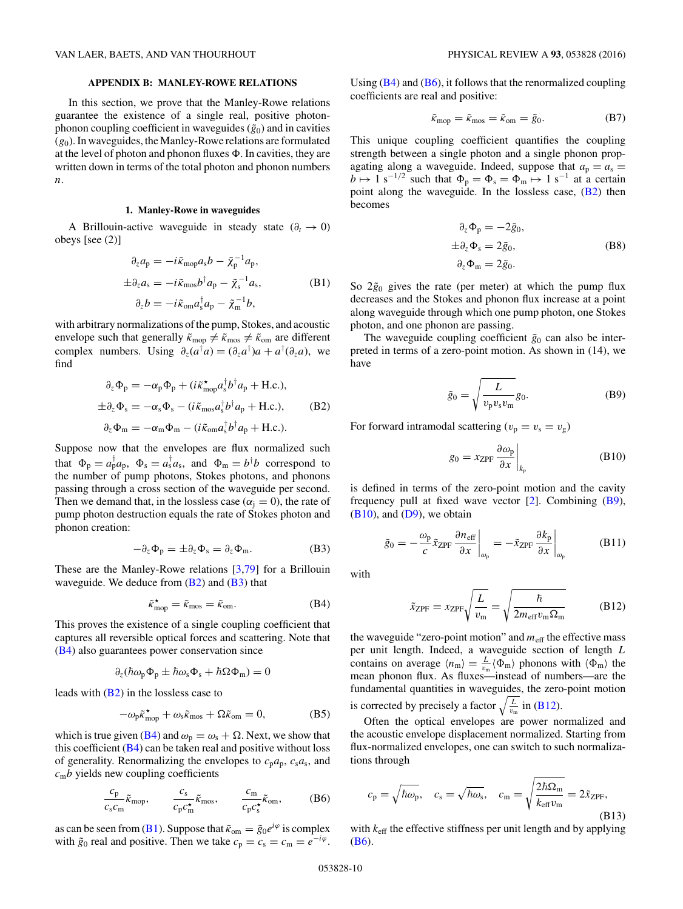## APPENDIX B: MANLEY-ROWE RELATIONS

In this section, we prove that the Manley-Rowe relations guarantee the existence of a single real, positive photon-phonon coupling coefficient in waveguides ($\tilde{g}_0$) and in cavities ($g_0$). In waveguides, the Manley-Rowe relations are formulated at the level of photon and phonon fluxes $\Phi$. In cavities, they are written down in terms of the total photon and phonon numbers $n$.

### 1. Manley-Rowe in waveguides

A Brillouin-active waveguide in steady state ($\partial_t \to 0$) obeys [see (2)]

$$
\begin{aligned}
\partial_z a_\mathrm{p} &= -i\tilde{\kappa}_\mathrm{mop} a_\mathrm{s} b - \tilde{\chi}_\mathrm{p}^{-1} a_\mathrm{p}, \\
\pm\partial_z a_\mathrm{s} &= -i\tilde{\kappa}_\mathrm{mos} b^\dagger a_\mathrm{p} - \tilde{\chi}_\mathrm{s}^{-1} a_\mathrm{s}, \\
\partial_z b &= -i\tilde{\kappa}_\mathrm{om} a_\mathrm{s}^\dagger a_\mathrm{p} - \tilde{\chi}_\mathrm{m}^{-1} b,
\end{aligned} \tag{B1}
$$

with arbitrary normalizations of the pump, Stokes, and acoustic envelope such that generally $\tilde{\kappa}_\mathrm{mop} \neq \tilde{\kappa}_\mathrm{mos} \neq \tilde{\kappa}_\mathrm{om}$ are different complex numbers. Using $\partial_z(a^\dagger a) = (\partial_z a^\dagger)a + a^\dagger(\partial_z a)$, we find

$$
\begin{aligned}
\partial_z \Phi_\mathrm{p} &= -\alpha_\mathrm{p}\Phi_\mathrm{p} + (i\tilde{\kappa}_\mathrm{mop}^\star a_\mathrm{s}^\dagger b^\dagger a_\mathrm{p} + \mathrm{H.c.}), \\
\pm\partial_z \Phi_\mathrm{s} &= -\alpha_\mathrm{s}\Phi_\mathrm{s} - (i\tilde{\kappa}_\mathrm{mos} a_\mathrm{s}^\dagger b^\dagger a_\mathrm{p} + \mathrm{H.c.}), \\
\partial_z \Phi_\mathrm{m} &= -\alpha_\mathrm{m}\Phi_\mathrm{m} - (i\tilde{\kappa}_\mathrm{om} a_\mathrm{s}^\dagger b^\dagger a_\mathrm{p} + \mathrm{H.c.}).
\end{aligned} \tag{B2}
$$

Suppose now that the envelopes are flux normalized such that $\Phi_\mathrm{p} = a_\mathrm{p}^\dagger a_\mathrm{p}$, $\Phi_\mathrm{s} = a_\mathrm{s}^\dagger a_\mathrm{s}$, and $\Phi_\mathrm{m} = b^\dagger b$ correspond to the number of pump photons, Stokes photons, and phonons passing through a cross section of the waveguide per second. Then we demand that, in the lossless case ($\alpha_\mathrm{j} = 0$), the rate of pump photon destruction equals the rate of Stokes photon and phonon creation:

$$
-\partial_z \Phi_\mathrm{p} = \pm\partial_z \Phi_\mathrm{s} = \partial_z \Phi_\mathrm{m}. \tag{B3}
$$

These are the Manley-Rowe relations [3,79] for a Brillouin waveguide. We deduce from (B2) and (B3) that

$$
\tilde{\kappa}_\mathrm{mop}^\star = \tilde{\kappa}_\mathrm{mos} = \tilde{\kappa}_\mathrm{om}. \tag{B4}
$$

This proves the existence of a single coupling coefficient that captures all reversible optical forces and scattering. Note that (B4) also guarantees power conservation since

$$
\partial_z(\hbar\omega_\mathrm{p}\Phi_\mathrm{p} \pm \hbar\omega_\mathrm{s}\Phi_\mathrm{s} + \hbar\Omega\Phi_\mathrm{m}) = 0
$$

leads with (B2) in the lossless case to

$$
-\omega_\mathrm{p}\tilde{\kappa}_\mathrm{mop}^\star + \omega_\mathrm{s}\tilde{\kappa}_\mathrm{mos} + \Omega\tilde{\kappa}_\mathrm{om} = 0, \tag{B5}
$$

which is true given (B4) and $\omega_\mathrm{p} = \omega_\mathrm{s} + \Omega$. Next, we show that this coefficient (B4) can be taken real and positive without loss of generality. Renormalizing the envelopes to $c_\mathrm{p}a_\mathrm{p}$, $c_\mathrm{s}a_\mathrm{s}$, and $c_\mathrm{m}b$ yields new coupling coefficients

$$
\frac{c_\mathrm{p}}{c_\mathrm{s}c_\mathrm{m}}\tilde{\kappa}_\mathrm{mop}, \qquad \frac{c_\mathrm{s}}{c_\mathrm{p}c_\mathrm{m}^\star}\tilde{\kappa}_\mathrm{mos}, \qquad \frac{c_\mathrm{m}}{c_\mathrm{p}c_\mathrm{s}^\star}\tilde{\kappa}_\mathrm{om}, \tag{B6}
$$

as can be seen from (B1). Suppose that $\tilde{\kappa}_\mathrm{om} = \tilde{g}_0 e^{i\varphi}$ is complex with $\tilde{g}_0$ real and positive. Then we take $c_\mathrm{p} = c_\mathrm{s} = c_\mathrm{m} = e^{-i\varphi}$. Using (B4) and (B6), it follows that the renormalized coupling coefficients are real and positive:

$$
\tilde{\kappa}_\mathrm{mop} = \tilde{\kappa}_\mathrm{mos} = \tilde{\kappa}_\mathrm{om} = \tilde{g}_0. \tag{B7}
$$

This unique coupling coefficient quantifies the coupling strength between a single photon and a single phonon propagating along a waveguide. Indeed, suppose that $a_\mathrm{p} = a_\mathrm{s} = b \mapsto 1\ \mathrm{s}^{-1/2}$ such that $\Phi_\mathrm{p} = \Phi_\mathrm{s} = \Phi_\mathrm{m} \mapsto 1\ \mathrm{s}^{-1}$ at a certain point along the waveguide. In the lossless case, (B2) then becomes

$$
\begin{aligned}
\partial_z \Phi_\mathrm{p} &= -2\tilde{g}_0, \\
\pm\partial_z \Phi_\mathrm{s} &= 2\tilde{g}_0, \\
\partial_z \Phi_\mathrm{m} &= 2\tilde{g}_0.
\end{aligned} \tag{B8}
$$

So $2\tilde{g}_0$ gives the rate (per meter) at which the pump flux decreases and the Stokes and phonon flux increase at a point along waveguide through which one pump photon, one Stokes photon, and one phonon are passing.

The waveguide coupling coefficient $\tilde{g}_0$ can also be interpreted in terms of a zero-point motion. As shown in (14), we have

$$
\tilde{g}_0 = \sqrt{\frac{L}{v_\mathrm{p}v_\mathrm{s}v_\mathrm{m}}}\, g_0. \tag{B9}
$$

For forward intramodal scattering ($v_\mathrm{p} = v_\mathrm{s} = v_\mathrm{g}$)

$$
g_0 = x_\mathrm{ZPF}\left.\frac{\partial\omega_\mathrm{p}}{\partial x}\right|_{k_\mathrm{p}} \tag{B10}
$$

is defined in terms of the zero-point motion and the cavity frequency pull at fixed wave vector [2]. Combining (B9), (B10), and (D9), we obtain

$$
\tilde{g}_0 = -\frac{\omega_\mathrm{p}}{c}\tilde{x}_\mathrm{ZPF}\left.\frac{\partial n_\mathrm{eff}}{\partial x}\right|_{\omega_\mathrm{p}} = -\tilde{x}_\mathrm{ZPF}\left.\frac{\partial k_\mathrm{p}}{\partial x}\right|_{\omega_\mathrm{p}} \tag{B11}
$$

with

$$
\tilde{x}_\mathrm{ZPF} = x_\mathrm{ZPF}\sqrt{\frac{L}{v_\mathrm{m}}} = \sqrt{\frac{\hbar}{2m_\mathrm{eff}v_\mathrm{m}\Omega_\mathrm{m}}} \tag{B12}
$$

the waveguide "zero-point motion" and $m_\mathrm{eff}$ the effective mass per unit length. Indeed, a waveguide section of length $L$ contains on average $\langle n_\mathrm{m}\rangle = \frac{L}{v_\mathrm{m}}\langle\Phi_\mathrm{m}\rangle$ phonons with $\langle\Phi_\mathrm{m}\rangle$ the mean phonon flux. As fluxes—instead of numbers—are the fundamental quantities in waveguides, the zero-point motion is corrected by precisely a factor $\sqrt{\frac{L}{v_\mathrm{m}}}$ in (B12).

Often the optical envelopes are power normalized and the acoustic envelope displacement normalized. Starting from flux-normalized envelopes, one can switch to such normalizations through

$$
c_\mathrm{p} = \sqrt{\hbar\omega_\mathrm{p}}, \quad c_\mathrm{s} = \sqrt{\hbar\omega_\mathrm{s}}, \quad c_\mathrm{m} = \sqrt{\frac{2\hbar\Omega_\mathrm{m}}{k_\mathrm{eff}v_\mathrm{m}}} = 2\tilde{x}_\mathrm{ZPF}, \tag{B13}
$$

with $k_\mathrm{eff}$ the effective stiffness per unit length and by applying (B6).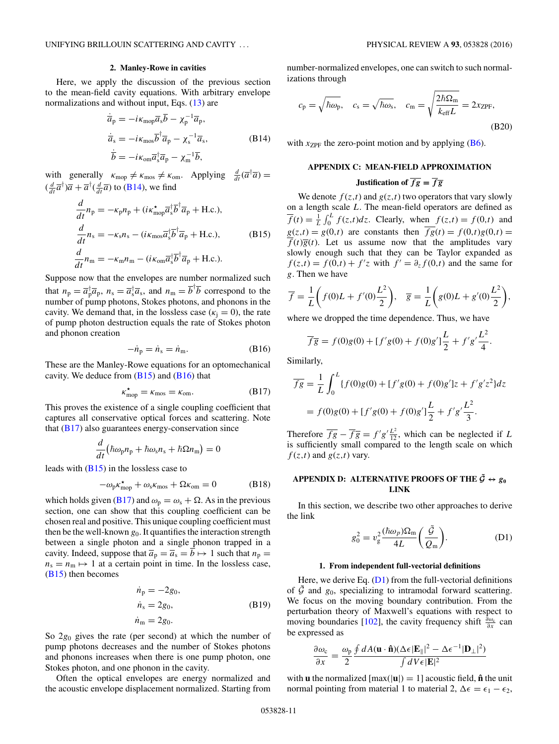### 2. Manley-Rowe in cavities

Here, we apply the discussion of the previous section to the mean-field cavity equations. With arbitrary envelope normalizations and without input, Eqs. (13) are

$$
\begin{aligned}
\dot{\overline{a}}_{\rm p} &= -i\kappa_{\rm mop}\overline{a}_{\rm s}\overline{b} - \chi_{\rm p}^{-1}\overline{a}_{\rm p},\\
\dot{\overline{a}}_{\rm s} &= -i\kappa_{\rm mos}\overline{b}^{\dagger}\overline{a}_{\rm p} - \chi_{\rm s}^{-1}\overline{a}_{\rm s},\\
\dot{\overline{b}} &= -i\kappa_{\rm om}\overline{a}_{\rm s}^{\dagger}\overline{a}_{\rm p} - \chi_{\rm m}^{-1}\overline{b},
\end{aligned}
\tag{B14}
$$

with generally $\kappa_{\rm mop} \neq \kappa_{\rm mos} \neq \kappa_{\rm om}$. Applying $\frac{d}{dt}(\overline{a}^{\dagger}\overline{a}) = (\frac{d}{dt}\overline{a}^{\dagger})\overline{a} + \overline{a}^{\dagger}(\frac{d}{dt}\overline{a})$ to (B14), we find

$$
\begin{aligned}
\frac{d}{dt}n_{\rm p} &= -\kappa_{\rm p}n_{\rm p} + (i\kappa_{\rm mop}^{\star}\overline{a}_{\rm s}^{\dagger}\overline{b}^{\dagger}\overline{a}_{\rm p} + \text{H.c.}),\\
\frac{d}{dt}n_{\rm s} &= -\kappa_{\rm s}n_{\rm s} - (i\kappa_{\rm mos}\overline{a}_{\rm s}^{\dagger}\overline{b}^{\dagger}\overline{a}_{\rm p} + \text{H.c.}),\\
\frac{d}{dt}n_{\rm m} &= -\kappa_{\rm m}n_{\rm m} - (i\kappa_{\rm om}\overline{a}_{\rm s}^{\dagger}\overline{b}^{\dagger}\overline{a}_{\rm p} + \text{H.c.}).
\end{aligned}
\tag{B15}
$$

Suppose now that the envelopes are number normalized such that $n_{\rm p} = \overline{a}_{\rm p}^{\dagger}\overline{a}_{\rm p}$, $n_{\rm s} = \overline{a}_{\rm s}^{\dagger}\overline{a}_{\rm s}$, and $n_{\rm m} = \overline{b}^{\dagger}\overline{b}$ correspond to the number of pump photons, Stokes photons, and phonons in the cavity. We demand that, in the lossless case ($\kappa_{\rm j} = 0$), the rate of pump photon destruction equals the rate of Stokes photon and phonon creation

$$
-\dot{n}_{\rm p} = \dot{n}_{\rm s} = \dot{n}_{\rm m}. \tag{B16}
$$

These are the Manley-Rowe equations for an optomechanical cavity. We deduce from (B15) and (B16) that

$$
\kappa_{\rm mop}^{\star} = \kappa_{\rm mos} = \kappa_{\rm om}. \tag{B17}
$$

This proves the existence of a single coupling coefficient that captures all conservative optical forces and scattering. Note that (B17) also guarantees energy-conservation since

$$
\frac{d}{dt}\big(\hbar\omega_{\rm p}n_{\rm p} + \hbar\omega_{\rm s}n_{\rm s} + \hbar\Omega n_{\rm m}\big) = 0
$$

leads with (B15) in the lossless case to

$$
-\omega_{\rm p}\kappa_{\rm mop}^{\star} + \omega_{\rm s}\kappa_{\rm mos} + \Omega\kappa_{\rm om} = 0 \tag{B18}
$$

which holds given (B17) and $\omega_{\rm p} = \omega_{\rm s} + \Omega$. As in the previous section, one can show that this coupling coefficient can be chosen real and positive. This unique coupling coefficient must then be the well-known $g_0$. It quantifies the interaction strength between a single photon and a single phonon trapped in a cavity. Indeed, suppose that $\overline{a}_{\rm p} = \overline{a}_{\rm s} = \overline{b} \mapsto 1$ such that $n_{\rm p} = n_{\rm s} = n_{\rm m} \mapsto 1$ at a certain point in time. In the lossless case, (B15) then becomes

$$
\begin{aligned}
\dot{n}_{\rm p} &= -2g_0,\\
\dot{n}_{\rm s} &= 2g_0,\\
\dot{n}_{\rm m} &= 2g_0.
\end{aligned}
\tag{B19}
$$

So $2g_0$ gives the rate (per second) at which the number of pump photons decreases and the number of Stokes photons and phonons increases when there is one pump photon, one Stokes photon, and one phonon in the cavity.

Often the optical envelopes are energy normalized and the acoustic envelope displacement normalized. Starting from number-normalized envelopes, one can switch to such normalizations through

$$
c_{\rm p} = \sqrt{\hbar\omega_{\rm p}}, \quad c_{\rm s} = \sqrt{\hbar\omega_{\rm s}}, \quad c_{\rm m} = \sqrt{\frac{2\hbar\Omega_{\rm m}}{k_{\rm eff}L}} = 2x_{\rm ZPF}, \tag{B20}
$$

with $x_{\rm ZPF}$ the zero-point motion and by applying (B6).

## APPENDIX C: MEAN-FIELD APPROXIMATION

### Justification of $\overline{fg} = \overline{f}\,\overline{g}$

We denote $f(z,t)$ and $g(z,t)$ two operators that vary slowly on a length scale $L$. The mean-field operators are defined as $\overline{f}(t) = \frac{1}{L}\int_0^L f(z,t)dz$. Clearly, when $f(z,t) = f(0,t)$ and $g(z,t) = g(0,t)$ are constants then $\overline{fg}(t) = f(0,t)g(0,t) = \overline{f}(t)\overline{g}(t)$. Let us assume now that the amplitudes vary slowly enough such that they can be Taylor expanded as $f(z,t) = f(0,t) + f'z$ with $f' = \partial_z f(0,t)$ and the same for $g$. Then we have

$$
\overline{f} = \frac{1}{L}\left(f(0)L + f'(0)\frac{L^2}{2}\right), \quad \overline{g} = \frac{1}{L}\left(g(0)L + g'(0)\frac{L^2}{2}\right),
$$

where we dropped the time dependence. Thus, we have

$$
\overline{f}\,\overline{g} = f(0)g(0) + [f'g(0) + f(0)g']\frac{L}{2} + f'g'\frac{L^2}{4}.
$$

Similarly,

$$
\begin{aligned}
\overline{fg} &= \frac{1}{L}\int_0^L \{f(0)g(0) + [f'g(0) + f(0)g']z + f'g'z^2\}dz\\
&= f(0)g(0) + [f'g(0) + f(0)g']\frac{L}{2} + f'g'\frac{L^2}{3}.
\end{aligned}
$$

Therefore $\overline{fg} - \overline{f}\,\overline{g} = f'g'\frac{L^2}{12}$, which can be neglected if $L$ is sufficiently small compared to the length scale on which $f(z,t)$ and $g(z,t)$ vary.

## APPENDIX D: ALTERNATIVE PROOFS OF THE $\tilde{\mathcal{G}} \leftrightarrow g_0$ LINK

In this section, we describe two other approaches to derive the link

$$
g_0^2 = v_{\rm g}^2\frac{(\hbar\omega_p)\Omega_{\rm m}}{4L}\left(\frac{\tilde{\mathcal{G}}}{Q_{\rm m}}\right). \tag{D1}
$$

### 1. From independent full-vectorial definitions

Here, we derive Eq. (D1) from the full-vectorial definitions of $\tilde{\mathcal{G}}$ and $g_0$, specializing to intramodal forward scattering. We focus on the moving boundary contribution. From the perturbation theory of Maxwell's equations with respect to moving boundaries [102], the cavity frequency shift $\frac{\partial\omega_{\rm c}}{\partial x}$ can be expressed as

$$
\frac{\partial\omega_{\rm c}}{\partial x} = \frac{\omega_{\rm p}}{2}\frac{\oint dA(\mathbf{u}\cdot\hat{\mathbf{n}})(\Delta\epsilon|\mathbf{E}_{\parallel}|^2 - \Delta\epsilon^{-1}|\mathbf{D}_{\perp}|^2)}{\int dV\epsilon|\mathbf{E}|^2}
$$

with $\mathbf{u}$ the normalized [$\max(|\mathbf{u}|) = 1$] acoustic field, $\hat{\mathbf{n}}$ the unit normal pointing from material 1 to material 2, $\Delta\epsilon = \epsilon_1 - \epsilon_2$,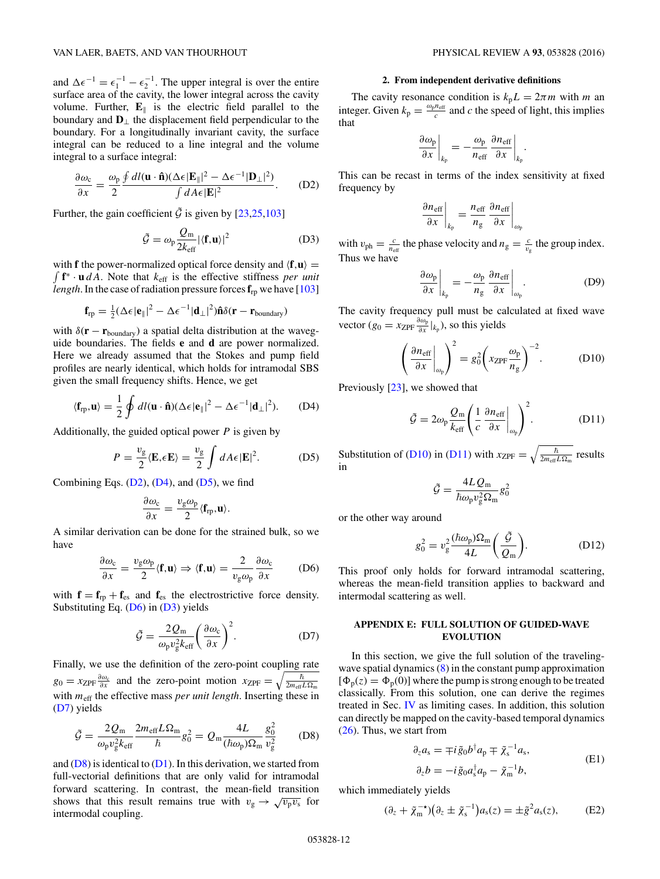and $\Delta\epsilon^{-1} = \epsilon_1^{-1} - \epsilon_2^{-1}$. The upper integral is over the entire surface area of the cavity, the lower integral across the cavity volume. Further, $\mathbf{E}_\parallel$ is the electric field parallel to the boundary and $\mathbf{D}_\perp$ the displacement field perpendicular to the boundary. For a longitudinally invariant cavity, the surface integral can be reduced to a line integral and the volume integral to a surface integral:

$$\frac{\partial \omega_\mathrm{c}}{\partial x} = \frac{\omega_\mathrm{p}}{2} \frac{\oint dl (\mathbf{u}\cdot\hat{\mathbf{n}})(\Delta\epsilon|\mathbf{E}_\parallel|^2 - \Delta\epsilon^{-1}|\mathbf{D}_\perp|^2)}{\int dA \epsilon |\mathbf{E}|^2}. \tag{D2}$$

Further, the gain coefficient $\tilde{\mathcal{G}}$ is given by [23,25,103]

$$\tilde{\mathcal{G}} = \omega_\mathrm{p} \frac{Q_\mathrm{m}}{2k_\mathrm{eff}} |\langle \mathbf{f},\mathbf{u}\rangle|^2 \tag{D3}$$

with $\mathbf{f}$ the power-normalized optical force density and $\langle \mathbf{f},\mathbf{u}\rangle = \int \mathbf{f}^* \cdot \mathbf{u}\, dA$. Note that $k_\mathrm{eff}$ is the effective stiffness *per unit length*. In the case of radiation pressure forces $\mathbf{f}_\mathrm{rp}$ we have [103]

$$\mathbf{f}_\mathrm{rp} = \tfrac{1}{2}(\Delta\epsilon|\mathbf{e}_\parallel|^2 - \Delta\epsilon^{-1}|\mathbf{d}_\perp|^2)\hat{\mathbf{n}}\delta(\mathbf{r} - \mathbf{r}_\mathrm{boundary})$$

with $\delta(\mathbf{r} - \mathbf{r}_\mathrm{boundary})$ a spatial delta distribution at the waveguide boundaries. The fields $\mathbf{e}$ and $\mathbf{d}$ are power normalized. Here we already assumed that the Stokes and pump field profiles are nearly identical, which holds for intramodal SBS given the small frequency shifts. Hence, we get

$$\langle \mathbf{f}_\mathrm{rp},\mathbf{u}\rangle = \frac{1}{2}\oint dl (\mathbf{u}\cdot\hat{\mathbf{n}})(\Delta\epsilon|\mathbf{e}_\parallel|^2 - \Delta\epsilon^{-1}|\mathbf{d}_\perp|^2). \tag{D4}$$

Additionally, the guided optical power $P$ is given by

$$P = \frac{v_\mathrm{g}}{2}\langle \mathbf{E},\epsilon\mathbf{E}\rangle = \frac{v_\mathrm{g}}{2}\int dA \epsilon |\mathbf{E}|^2. \tag{D5}$$

Combining Eqs. (D2), (D4), and (D5), we find

$$\frac{\partial \omega_\mathrm{c}}{\partial x} = \frac{v_\mathrm{g}\omega_\mathrm{p}}{2}\langle \mathbf{f}_\mathrm{rp},\mathbf{u}\rangle.$$

A similar derivation can be done for the strained bulk, so we have

$$\frac{\partial \omega_\mathrm{c}}{\partial x} = \frac{v_\mathrm{g}\omega_\mathrm{p}}{2}\langle \mathbf{f},\mathbf{u}\rangle \Rightarrow \langle \mathbf{f},\mathbf{u}\rangle = \frac{2}{v_\mathrm{g}\omega_\mathrm{p}}\frac{\partial \omega_\mathrm{c}}{\partial x} \tag{D6}$$

with $\mathbf{f} = \mathbf{f}_\mathrm{rp} + \mathbf{f}_\mathrm{es}$ and $\mathbf{f}_\mathrm{es}$ the electrostrictive force density. Substituting Eq. (D6) in (D3) yields

$$\tilde{\mathcal{G}} = \frac{2Q_\mathrm{m}}{\omega_\mathrm{p} v_\mathrm{g}^2 k_\mathrm{eff}}\left(\frac{\partial \omega_\mathrm{c}}{\partial x}\right)^2. \tag{D7}$$

Finally, we use the definition of the zero-point coupling rate $g_0 = x_\mathrm{ZPF}\frac{\partial \omega_\mathrm{c}}{\partial x}$ and the zero-point motion $x_\mathrm{ZPF} = \sqrt{\frac{\hbar}{2m_\mathrm{eff}L\Omega_\mathrm{m}}}$ with $m_\mathrm{eff}$ the effective mass *per unit length*. Inserting these in (D7) yields

$$\tilde{\mathcal{G}} = \frac{2Q_\mathrm{m}}{\omega_\mathrm{p} v_\mathrm{g}^2 k_\mathrm{eff}}\frac{2m_\mathrm{eff}L\Omega_\mathrm{m}}{\hbar}g_0^2 = Q_\mathrm{m}\frac{4L}{(\hbar\omega_\mathrm{p})\Omega_\mathrm{m}}\frac{g_0^2}{v_\mathrm{g}^2} \tag{D8}$$

and (D8) is identical to (D1). In this derivation, we started from full-vectorial definitions that are only valid for intramodal forward scattering. In contrast, the mean-field transition shows that this result remains true with $v_\mathrm{g} \to \sqrt{v_\mathrm{p} v_\mathrm{s}}$ for intermodal coupling.

#### 2. From independent derivative definitions

The cavity resonance condition is $k_\mathrm{p}L = 2\pi m$ with $m$ an integer. Given $k_\mathrm{p} = \frac{\omega_\mathrm{p} n_\mathrm{eff}}{c}$ and $c$ the speed of light, this implies that

$$\left.\frac{\partial \omega_\mathrm{p}}{\partial x}\right|_{k_\mathrm{p}} = -\frac{\omega_\mathrm{p}}{n_\mathrm{eff}}\left.\frac{\partial n_\mathrm{eff}}{\partial x}\right|_{k_\mathrm{p}}.$$

This can be recast in terms of the index sensitivity at fixed frequency by

$$\left.\frac{\partial n_\mathrm{eff}}{\partial x}\right|_{k_\mathrm{p}} = \frac{n_\mathrm{eff}}{n_\mathrm{g}}\left.\frac{\partial n_\mathrm{eff}}{\partial x}\right|_{\omega_\mathrm{p}}$$

with $v_\mathrm{ph} = \frac{c}{n_\mathrm{eff}}$ the phase velocity and $n_\mathrm{g} = \frac{c}{v_\mathrm{g}}$ the group index. Thus we have

$$\left.\frac{\partial \omega_\mathrm{p}}{\partial x}\right|_{k_\mathrm{p}} = -\frac{\omega_\mathrm{p}}{n_\mathrm{g}}\left.\frac{\partial n_\mathrm{eff}}{\partial x}\right|_{\omega_\mathrm{p}}. \tag{D9}$$

The cavity frequency pull must be calculated at fixed wave vector ($g_0 = x_\mathrm{ZPF}\frac{\partial \omega_\mathrm{p}}{\partial x}|_{k_\mathrm{p}}$), so this yields

$$\left(\left.\frac{\partial n_\mathrm{eff}}{\partial x}\right|_{\omega_\mathrm{p}}\right)^2 = g_0^2\left(x_\mathrm{ZPF}\frac{\omega_\mathrm{p}}{n_\mathrm{g}}\right)^{-2}. \tag{D10}$$

Previously [23], we showed that

$$\tilde{\mathcal{G}} = 2\omega_\mathrm{p}\frac{Q_\mathrm{m}}{k_\mathrm{eff}}\left(\frac{1}{c}\left.\frac{\partial n_\mathrm{eff}}{\partial x}\right|_{\omega_\mathrm{p}}\right)^2. \tag{D11}$$

Substitution of (D10) in (D11) with $x_\mathrm{ZPF} = \sqrt{\frac{\hbar}{2m_\mathrm{eff}L\Omega_\mathrm{m}}}$ results in

$$\tilde{\mathcal{G}} = \frac{4LQ_\mathrm{m}}{\hbar\omega_\mathrm{p} v_\mathrm{g}^2\Omega_\mathrm{m}}g_0^2$$

or the other way around

$$g_0^2 = v_\mathrm{g}^2\frac{(\hbar\omega_\mathrm{p})\Omega_\mathrm{m}}{4L}\left(\frac{\tilde{\mathcal{G}}}{Q_\mathrm{m}}\right). \tag{D12}$$

This proof only holds for forward intramodal scattering, whereas the mean-field transition applies to backward and intermodal scattering as well.

### APPENDIX E: FULL SOLUTION OF GUIDED-WAVE EVOLUTION

In this section, we give the full solution of the traveling-wave spatial dynamics (8) in the constant pump approximation $[\Phi_\mathrm{p}(z) = \Phi_\mathrm{p}(0)]$ where the pump is strong enough to be treated classically. From this solution, one can derive the regimes treated in Sec. IV as limiting cases. In addition, this solution can directly be mapped on the cavity-based temporal dynamics (26). Thus, we start from

$$\begin{aligned}\partial_z a_\mathrm{s} &= \mp i\tilde{g}_0 b^\dagger a_\mathrm{p} \mp \tilde{\chi}_\mathrm{s}^{-1}a_\mathrm{s},\\ \partial_z b &= -i\tilde{g}_0 a_\mathrm{s}^\dagger a_\mathrm{p} - \tilde{\chi}_\mathrm{m}^{-1}b,\end{aligned} \tag{E1}$$

which immediately yields

$$(\partial_z + \tilde{\chi}_\mathrm{m}^{\star})(\partial_z \pm \tilde{\chi}_\mathrm{s}^{-1})a_\mathrm{s}(z) = \pm\tilde{g}^2 a_\mathrm{s}(z), \tag{E2}$$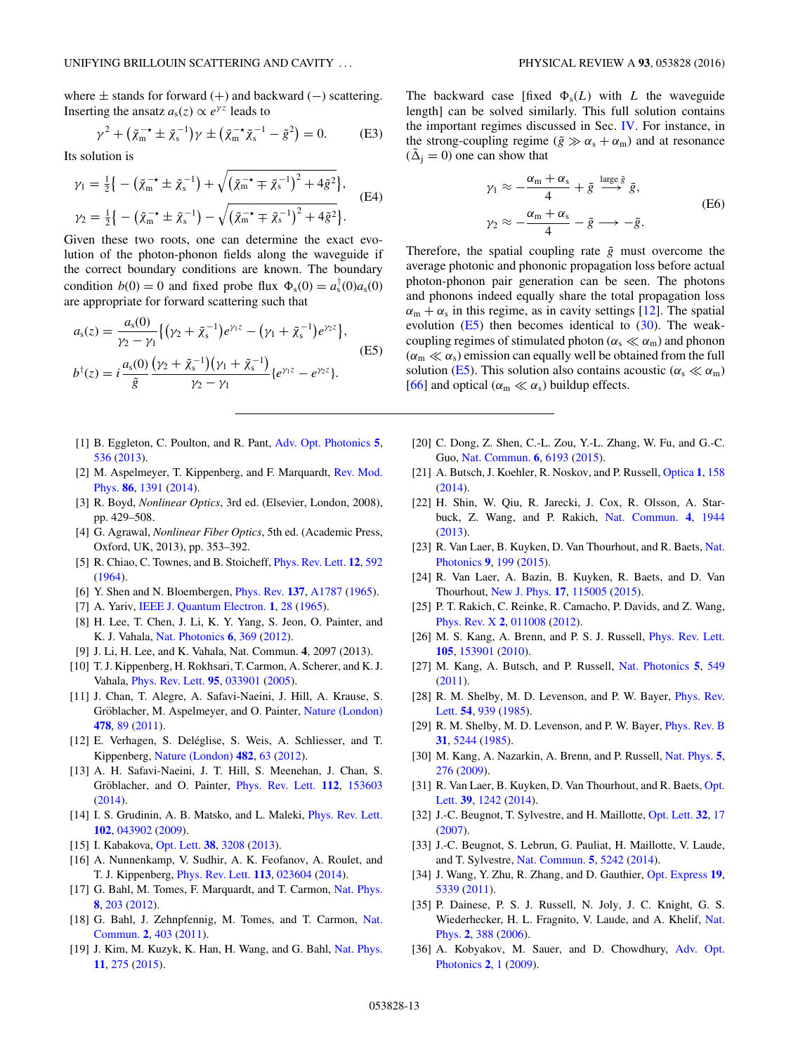where $\pm$ stands for forward (+) and backward (−) scattering. Inserting the ansatz $a_s(z) \propto e^{\gamma z}$ leads to

$$\gamma^2 + \left(\tilde{\chi}_m^{-\star} \pm \tilde{\chi}_s^{-1}\right)\gamma \pm \left(\tilde{\chi}_m^{-\star}\tilde{\chi}_s^{-1} - \tilde{g}^2\right) = 0. \tag{E3}$$

Its solution is

$$\begin{aligned}\gamma_1 &= \tfrac{1}{2}\Big\{-\left(\tilde{\chi}_m^{-\star} \pm \tilde{\chi}_s^{-1}\right) + \sqrt{\left(\tilde{\chi}_m^{-\star} \mp \tilde{\chi}_s^{-1}\right)^2 + 4\tilde{g}^2}\Big\},\\ \gamma_2 &= \tfrac{1}{2}\Big\{-\left(\tilde{\chi}_m^{-\star} \pm \tilde{\chi}_s^{-1}\right) - \sqrt{\left(\tilde{\chi}_m^{-\star} \mp \tilde{\chi}_s^{-1}\right)^2 + 4\tilde{g}^2}\Big\}.\end{aligned} \tag{E4}$$

Given these two roots, one can determine the exact evolution of the photon-phonon fields along the waveguide if the correct boundary conditions are known. The boundary condition $b(0) = 0$ and fixed probe flux $\Phi_s(0) = a_s^\dagger(0)a_s(0)$ are appropriate for forward scattering such that

$$\begin{aligned}a_s(z) &= \frac{a_s(0)}{\gamma_2 - \gamma_1}\left\{\left(\gamma_2 + \tilde{\chi}_s^{-1}\right)e^{\gamma_1 z} - \left(\gamma_1 + \tilde{\chi}_s^{-1}\right)e^{\gamma_2 z}\right\},\\ b^\dagger(z) &= i\frac{a_s(0)}{\tilde{g}}\frac{\left(\gamma_2 + \tilde{\chi}_s^{-1}\right)\left(\gamma_1 + \tilde{\chi}_s^{-1}\right)}{\gamma_2 - \gamma_1}\left\{e^{\gamma_1 z} - e^{\gamma_2 z}\right\}.\end{aligned} \tag{E5}$$

The backward case [fixed $\Phi_s(L)$ with $L$ the waveguide length] can be solved similarly. This full solution contains the important regimes discussed in Sec. IV. For instance, in the strong-coupling regime ($\tilde{g} \gg \alpha_s + \alpha_m$) and at resonance ($\tilde{\Delta}_j = 0$) one can show that

$$\begin{aligned}\gamma_1 &\approx -\frac{\alpha_m + \alpha_s}{4} + \tilde{g} \xrightarrow{\text{large } \tilde{g}} \tilde{g},\\ \gamma_2 &\approx -\frac{\alpha_m + \alpha_s}{4} - \tilde{g} \longrightarrow -\tilde{g}.\end{aligned} \tag{E6}$$

Therefore, the spatial coupling rate $\tilde{g}$ must overcome the average photonic and phononic propagation loss before actual photon-phonon pair generation can be seen. The photons and phonons indeed equally share the total propagation loss $\alpha_m + \alpha_s$ in this regime, as in cavity settings [12]. The spatial evolution (E5) then becomes identical to (30). The weak-coupling regimes of stimulated photon ($\alpha_s \ll \alpha_m$) and phonon ($\alpha_m \ll \alpha_s$) emission can equally well be obtained from the full solution (E5). This solution also contains acoustic ($\alpha_s \ll \alpha_m$) [66] and optical ($\alpha_m \ll \alpha_s$) buildup effects.

---

[1] B. Eggleton, C. Poulton, and R. Pant, Adv. Opt. Photonics **5**, 536 (2013).

[2] M. Aspelmeyer, T. Kippenberg, and F. Marquardt, Rev. Mod. Phys. **86**, 1391 (2014).

[3] R. Boyd, *Nonlinear Optics*, 3rd ed. (Elsevier, London, 2008), pp. 429–508.

[4] G. Agrawal, *Nonlinear Fiber Optics*, 5th ed. (Academic Press, Oxford, UK, 2013), pp. 353–392.

[5] R. Chiao, C. Townes, and B. Stoicheff, Phys. Rev. Lett. **12**, 592 (1964).

[6] Y. Shen and N. Bloembergen, Phys. Rev. **137**, A1787 (1965).

[7] A. Yariv, IEEE J. Quantum Electron. **1**, 28 (1965).

[8] H. Lee, T. Chen, J. Li, K. Y. Yang, S. Jeon, O. Painter, and K. J. Vahala, Nat. Photonics **6**, 369 (2012).

[9] J. Li, H. Lee, and K. Vahala, Nat. Commun. **4**, 2097 (2013).

[10] T. J. Kippenberg, H. Rokhsari, T. Carmon, A. Scherer, and K. J. Vahala, Phys. Rev. Lett. **95**, 033901 (2005).

[11] J. Chan, T. Alegre, A. Safavi-Naeini, J. Hill, A. Krause, S. Gröblacher, M. Aspelmeyer, and O. Painter, Nature (London) **478**, 89 (2011).

[12] E. Verhagen, S. Deléglise, S. Weis, A. Schliesser, and T. Kippenberg, Nature (London) **482**, 63 (2012).

[13] A. H. Safavi-Naeini, J. T. Hill, S. Meenehan, J. Chan, S. Gröblacher, and O. Painter, Phys. Rev. Lett. **112**, 153603 (2014).

[14] I. S. Grudinin, A. B. Matsko, and L. Maleki, Phys. Rev. Lett. **102**, 043902 (2009).

[15] I. Kabakova, Opt. Lett. **38**, 3208 (2013).

[16] A. Nunnenkamp, V. Sudhir, A. K. Feofanov, A. Roulet, and T. J. Kippenberg, Phys. Rev. Lett. **113**, 023604 (2014).

[17] G. Bahl, M. Tomes, F. Marquardt, and T. Carmon, Nat. Phys. **8**, 203 (2012).

[18] G. Bahl, J. Zehnpfennig, M. Tomes, and T. Carmon, Nat. Commun. **2**, 403 (2011).

[19] J. Kim, M. Kuzyk, K. Han, H. Wang, and G. Bahl, Nat. Phys. **11**, 275 (2015).

[20] C. Dong, Z. Shen, C.-L. Zou, Y.-L. Zhang, W. Fu, and G.-C. Guo, Nat. Commun. **6**, 6193 (2015).

[21] A. Butsch, J. Koehler, R. Noskov, and P. Russell, Optica **1**, 158 (2014).

[22] H. Shin, W. Qiu, R. Jarecki, J. Cox, R. Olsson, A. Starbuck, Z. Wang, and P. Rakich, Nat. Commun. **4**, 1944 (2013).

[23] R. Van Laer, B. Kuyken, D. Van Thourhout, and R. Baets, Nat. Photonics **9**, 199 (2015).

[24] R. Van Laer, A. Bazin, B. Kuyken, R. Baets, and D. Van Thourhout, New J. Phys. **17**, 115005 (2015).

[25] P. T. Rakich, C. Reinke, R. Camacho, P. Davids, and Z. Wang, Phys. Rev. X **2**, 011008 (2012).

[26] M. S. Kang, A. Brenn, and P. S. J. Russell, Phys. Rev. Lett. **105**, 153901 (2010).

[27] M. Kang, A. Butsch, and P. Russell, Nat. Photonics **5**, 549 (2011).

[28] R. M. Shelby, M. D. Levenson, and P. W. Bayer, Phys. Rev. Lett. **54**, 939 (1985).

[29] R. M. Shelby, M. D. Levenson, and P. W. Bayer, Phys. Rev. B **31**, 5244 (1985).

[30] M. Kang, A. Nazarkin, A. Brenn, and P. Russell, Nat. Phys. **5**, 276 (2009).

[31] R. Van Laer, B. Kuyken, D. Van Thourhout, and R. Baets, Opt. Lett. **39**, 1242 (2014).

[32] J.-C. Beugnot, T. Sylvestre, and H. Maillotte, Opt. Lett. **32**, 17 (2007).

[33] J.-C. Beugnot, S. Lebrun, G. Pauliat, H. Maillotte, V. Laude, and T. Sylvestre, Nat. Commun. **5**, 5242 (2014).

[34] J. Wang, Y. Zhu, R. Zhang, and D. Gauthier, Opt. Express **19**, 5339 (2011).

[35] P. Dainese, P. S. J. Russell, N. Joly, J. C. Knight, G. S. Wiederhecker, H. L. Fragnito, V. Laude, and A. Khelif, Nat. Phys. **2**, 388 (2006).

[36] A. Kobyakov, M. Sauer, and D. Chowdhury, Adv. Opt. Photonics **2**, 1 (2009).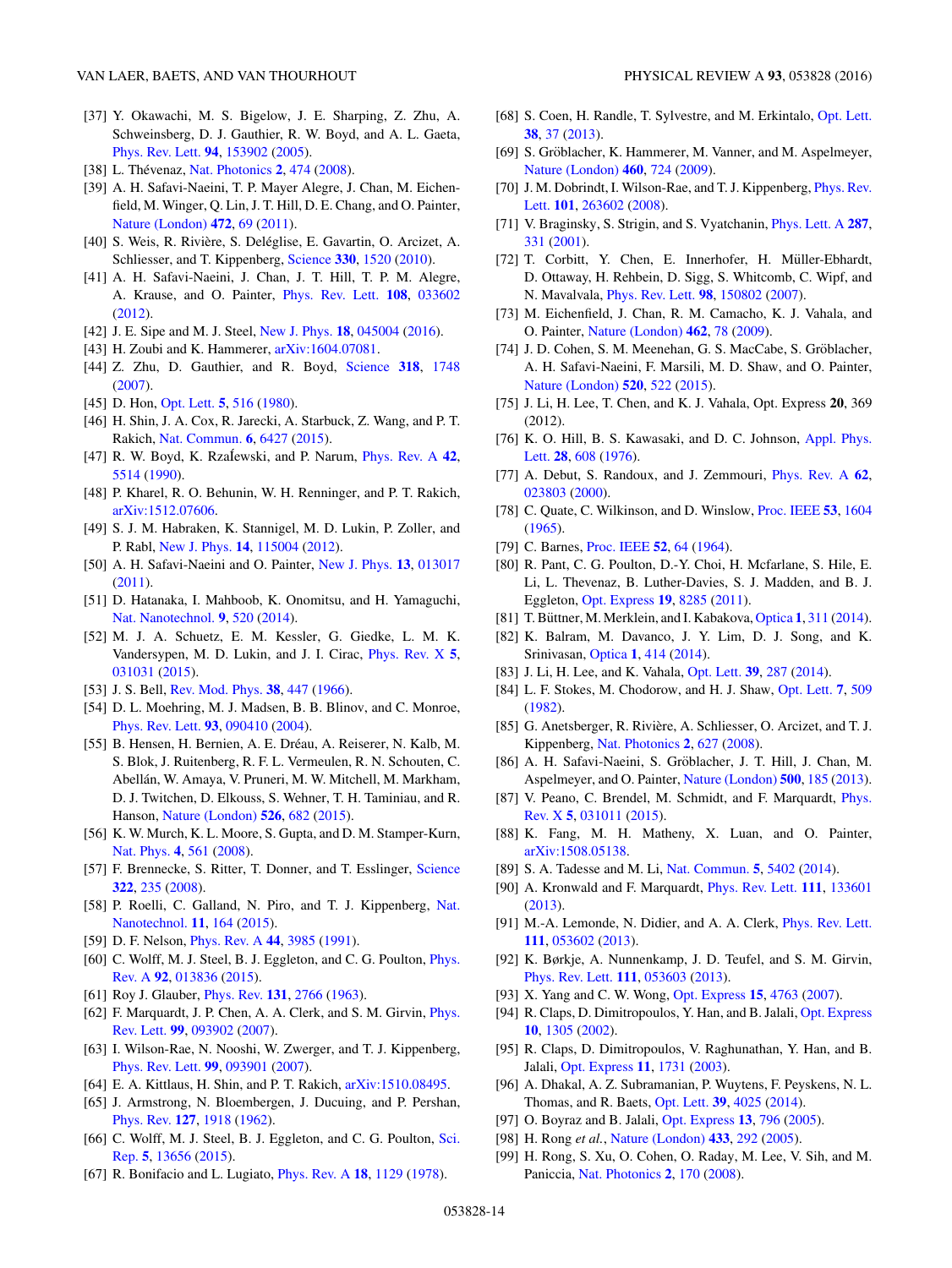[37] Y. Okawachi, M. S. Bigelow, J. E. Sharping, Z. Zhu, A. Schweinsberg, D. J. Gauthier, R. W. Boyd, and A. L. Gaeta, Phys. Rev. Lett. **94**, 153902 (2005).

[38] L. Thévenaz, Nat. Photonics **2**, 474 (2008).

[39] A. H. Safavi-Naeini, T. P. Mayer Alegre, J. Chan, M. Eichenfield, M. Winger, Q. Lin, J. T. Hill, D. E. Chang, and O. Painter, Nature (London) **472**, 69 (2011).

[40] S. Weis, R. Rivière, S. Deléglise, E. Gavartin, O. Arcizet, A. Schliesser, and T. Kippenberg, Science **330**, 1520 (2010).

[41] A. H. Safavi-Naeini, J. Chan, J. T. Hill, T. P. M. Alegre, A. Krause, and O. Painter, Phys. Rev. Lett. **108**, 033602 (2012).

[42] J. E. Sipe and M. J. Steel, New J. Phys. **18**, 045004 (2016).

[43] H. Zoubi and K. Hammerer, arXiv:1604.07081.

[44] Z. Zhu, D. Gauthier, and R. Boyd, Science **318**, 1748 (2007).

[45] D. Hon, Opt. Lett. **5**, 516 (1980).

[46] H. Shin, J. A. Cox, R. Jarecki, A. Starbuck, Z. Wang, and P. T. Rakich, Nat. Commun. **6**, 6427 (2015).

[47] R. W. Boyd, K. Rzaẃewski, and P. Narum, Phys. Rev. A **42**, 5514 (1990).

[48] P. Kharel, R. O. Behunin, W. H. Renninger, and P. T. Rakich, arXiv:1512.07606.

[49] S. J. M. Habraken, K. Stannigel, M. D. Lukin, P. Zoller, and P. Rabl, New J. Phys. **14**, 115004 (2012).

[50] A. H. Safavi-Naeini and O. Painter, New J. Phys. **13**, 013017 (2011).

[51] D. Hatanaka, I. Mahboob, K. Onomitsu, and H. Yamaguchi, Nat. Nanotechnol. **9**, 520 (2014).

[52] M. J. A. Schuetz, E. M. Kessler, G. Giedke, L. M. K. Vandersypen, M. D. Lukin, and J. I. Cirac, Phys. Rev. X **5**, 031031 (2015).

[53] J. S. Bell, Rev. Mod. Phys. **38**, 447 (1966).

[54] D. L. Moehring, M. J. Madsen, B. B. Blinov, and C. Monroe, Phys. Rev. Lett. **93**, 090410 (2004).

[55] B. Hensen, H. Bernien, A. E. Dréau, A. Reiserer, N. Kalb, M. S. Blok, J. Ruitenberg, R. F. L. Vermeulen, R. N. Schouten, C. Abellán, W. Amaya, V. Pruneri, M. W. Mitchell, M. Markham, D. J. Twitchen, D. Elkouss, S. Wehner, T. H. Taminiau, and R. Hanson, Nature (London) **526**, 682 (2015).

[56] K. W. Murch, K. L. Moore, S. Gupta, and D. M. Stamper-Kurn, Nat. Phys. **4**, 561 (2008).

[57] F. Brennecke, S. Ritter, T. Donner, and T. Esslinger, Science **322**, 235 (2008).

[58] P. Roelli, C. Galland, N. Piro, and T. J. Kippenberg, Nat. Nanotechnol. **11**, 164 (2015).

[59] D. F. Nelson, Phys. Rev. A **44**, 3985 (1991).

[60] C. Wolff, M. J. Steel, B. J. Eggleton, and C. G. Poulton, Phys. Rev. A **92**, 013836 (2015).

[61] Roy J. Glauber, Phys. Rev. **131**, 2766 (1963).

[62] F. Marquardt, J. P. Chen, A. A. Clerk, and S. M. Girvin, Phys. Rev. Lett. **99**, 093902 (2007).

[63] I. Wilson-Rae, N. Nooshi, W. Zwerger, and T. J. Kippenberg, Phys. Rev. Lett. **99**, 093901 (2007).

[64] E. A. Kittlaus, H. Shin, and P. T. Rakich, arXiv:1510.08495.

[65] J. Armstrong, N. Bloembergen, J. Ducuing, and P. Pershan, Phys. Rev. **127**, 1918 (1962).

[66] C. Wolff, M. J. Steel, B. J. Eggleton, and C. G. Poulton, Sci. Rep. **5**, 13656 (2015).

[67] R. Bonifacio and L. Lugiato, Phys. Rev. A **18**, 1129 (1978).

[68] S. Coen, H. Randle, T. Sylvestre, and M. Erkintalo, Opt. Lett. **38**, 37 (2013).

[69] S. Gröblacher, K. Hammerer, M. Vanner, and M. Aspelmeyer, Nature (London) **460**, 724 (2009).

[70] J. M. Dobrindt, I. Wilson-Rae, and T. J. Kippenberg, Phys. Rev. Lett. **101**, 263602 (2008).

[71] V. Braginsky, S. Strigin, and S. Vyatchanin, Phys. Lett. A **287**, 331 (2001).

[72] T. Corbitt, Y. Chen, E. Innerhofer, H. Müller-Ebhardt, D. Ottaway, H. Rehbein, D. Sigg, S. Whitcomb, C. Wipf, and N. Mavalvala, Phys. Rev. Lett. **98**, 150802 (2007).

[73] M. Eichenfield, J. Chan, R. M. Camacho, K. J. Vahala, and O. Painter, Nature (London) **462**, 78 (2009).

[74] J. D. Cohen, S. M. Meenehan, G. S. MacCabe, S. Gröblacher, A. H. Safavi-Naeini, F. Marsili, M. D. Shaw, and O. Painter, Nature (London) **520**, 522 (2015).

[75] J. Li, H. Lee, T. Chen, and K. J. Vahala, Opt. Express **20**, 369 (2012).

[76] K. O. Hill, B. S. Kawasaki, and D. C. Johnson, Appl. Phys. Lett. **28**, 608 (1976).

[77] A. Debut, S. Randoux, and J. Zemmouri, Phys. Rev. A **62**, 023803 (2000).

[78] C. Quate, C. Wilkinson, and D. Winslow, Proc. IEEE **53**, 1604 (1965).

[79] C. Barnes, Proc. IEEE **52**, 64 (1964).

[80] R. Pant, C. G. Poulton, D.-Y. Choi, H. Mcfarlane, S. Hile, E. Li, L. Thevenaz, B. Luther-Davies, S. J. Madden, and B. J. Eggleton, Opt. Express **19**, 8285 (2011).

[81] T. Büttner, M. Merklein, and I. Kabakova, Optica **1**, 311 (2014).

[82] K. Balram, M. Davanco, J. Y. Lim, D. J. Song, and K. Srinivasan, Optica **1**, 414 (2014).

[83] J. Li, H. Lee, and K. Vahala, Opt. Lett. **39**, 287 (2014).

[84] L. F. Stokes, M. Chodorow, and H. J. Shaw, Opt. Lett. **7**, 509 (1982).

[85] G. Anetsberger, R. Rivière, A. Schliesser, O. Arcizet, and T. J. Kippenberg, Nat. Photonics **2**, 627 (2008).

[86] A. H. Safavi-Naeini, S. Gröblacher, J. T. Hill, J. Chan, M. Aspelmeyer, and O. Painter, Nature (London) **500**, 185 (2013).

[87] V. Peano, C. Brendel, M. Schmidt, and F. Marquardt, Phys. Rev. X **5**, 031011 (2015).

[88] K. Fang, M. H. Matheny, X. Luan, and O. Painter, arXiv:1508.05138.

[89] S. A. Tadesse and M. Li, Nat. Commun. **5**, 5402 (2014).

[90] A. Kronwald and F. Marquardt, Phys. Rev. Lett. **111**, 133601 (2013).

[91] M.-A. Lemonde, N. Didier, and A. A. Clerk, Phys. Rev. Lett. **111**, 053602 (2013).

[92] K. Børkje, A. Nunnenkamp, J. D. Teufel, and S. M. Girvin, Phys. Rev. Lett. **111**, 053603 (2013).

[93] X. Yang and C. W. Wong, Opt. Express **15**, 4763 (2007).

[94] R. Claps, D. Dimitropoulos, Y. Han, and B. Jalali, Opt. Express **10**, 1305 (2002).

[95] R. Claps, D. Dimitropoulos, V. Raghunathan, Y. Han, and B. Jalali, Opt. Express **11**, 1731 (2003).

[96] A. Dhakal, A. Z. Subramanian, P. Wuytens, F. Peyskens, N. L. Thomas, and R. Baets, Opt. Lett. **39**, 4025 (2014).

[97] O. Boyraz and B. Jalali, Opt. Express **13**, 796 (2005).

[98] H. Rong *et al.*, Nature (London) **433**, 292 (2005).

[99] H. Rong, S. Xu, O. Cohen, O. Raday, M. Lee, V. Sih, and M. Paniccia, Nat. Photonics **2**, 170 (2008).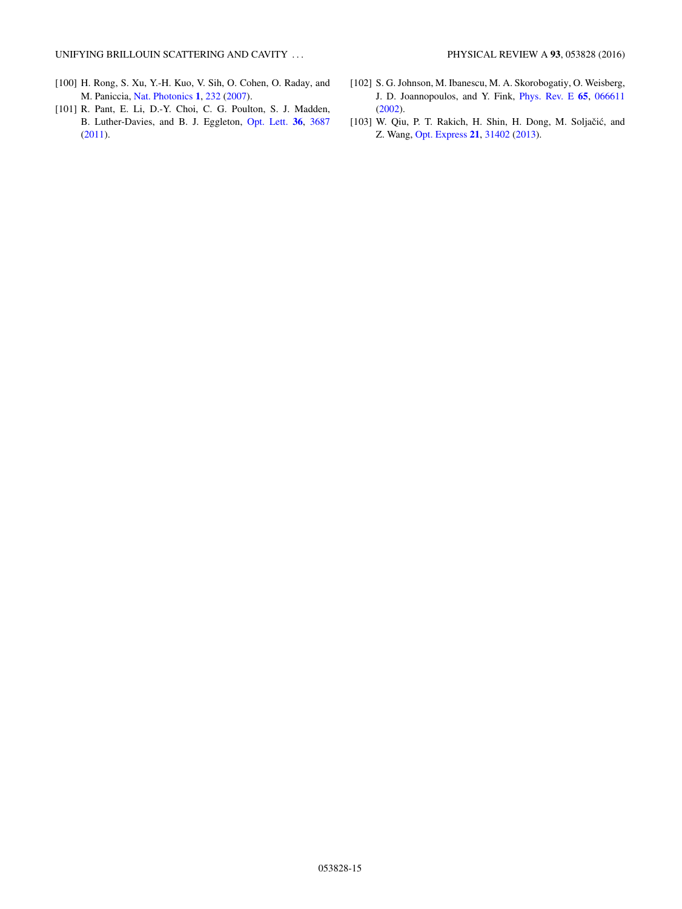[100] H. Rong, S. Xu, Y.-H. Kuo, V. Sih, O. Cohen, O. Raday, and M. Paniccia, Nat. Photonics **1**, 232 (2007).

[101] R. Pant, E. Li, D.-Y. Choi, C. G. Poulton, S. J. Madden, B. Luther-Davies, and B. J. Eggleton, Opt. Lett. **36**, 3687 (2011).

[102] S. G. Johnson, M. Ibanescu, M. A. Skorobogatiy, O. Weisberg, J. D. Joannopoulos, and Y. Fink, Phys. Rev. E **65**, 066611 (2002).

[103] W. Qiu, P. T. Rakich, H. Shin, H. Dong, M. Soljačić, and Z. Wang, Opt. Express **21**, 31402 (2013).